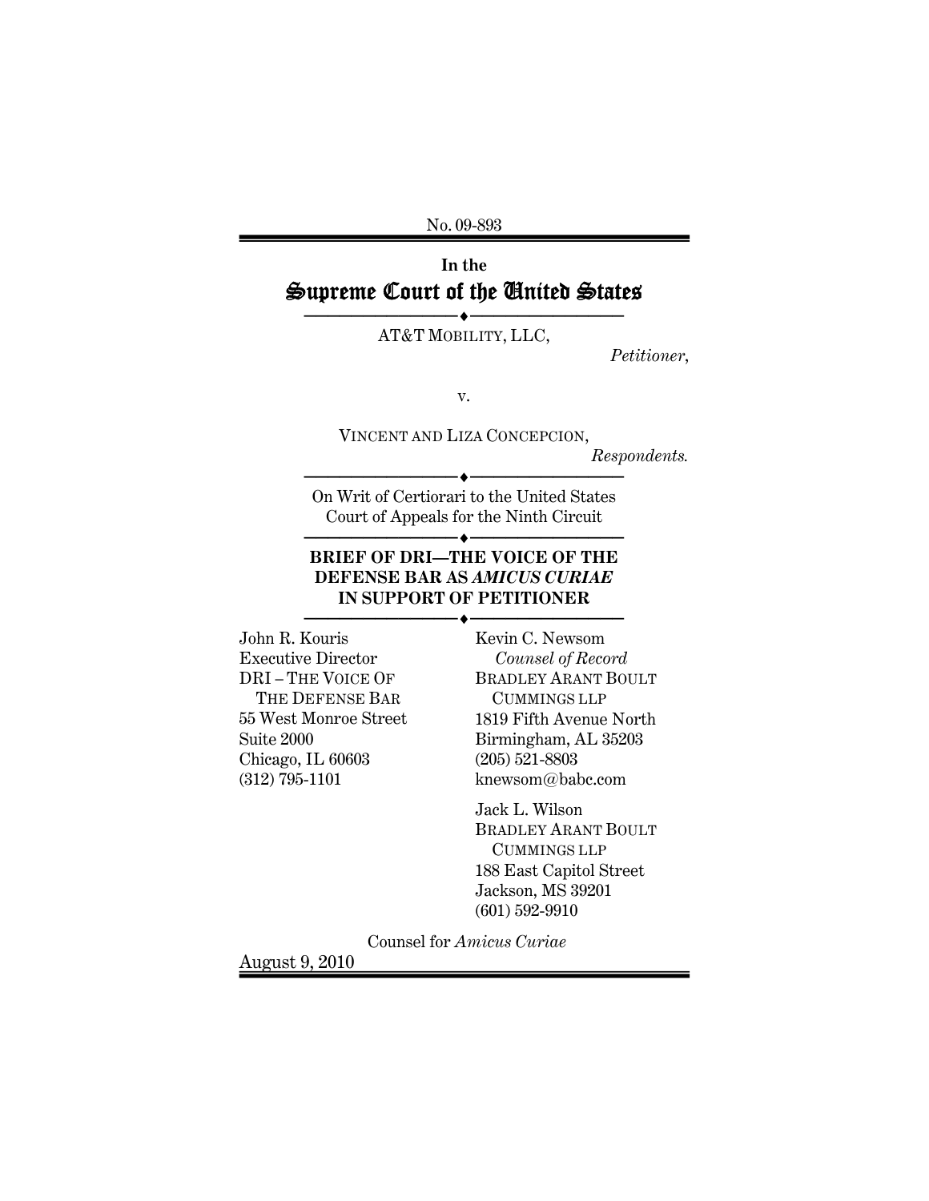No. 09-893

In the

# Supreme Court of the United States

AT&T MOBILITY, LLC,

*Petitioner*,

v.

VINCENT AND LIZA CONCEPCION,

*Respondents.*

On Writ of Certiorari to the United States Court of Appeals for the Ninth Circuit

## BRIEF OF DRI—THE VOICE OF THE DEFENSE BAR AS *AMICUS CURIAE* IN SUPPORT OF PETITIONER

John R. Kouris
Executive Director
DRI – THE VOICE OF THE DEFENSE BAR
55 West Monroe Street
Suite 2000
Chicago, IL 60603
(312) 795-1101

Kevin C. Newsom
*Counsel of Record*
BRADLEY ARANT BOULT CUMMINGS LLP
1819 Fifth Avenue North
Birmingham, AL 35203
(205) 521-8803
knewsom@babc.com

Jack L. Wilson
BRADLEY ARANT BOULT CUMMINGS LLP
188 East Capitol Street
Jackson, MS 39201
(601) 592-9910

Counsel for *Amicus Curiae*

August 9, 2010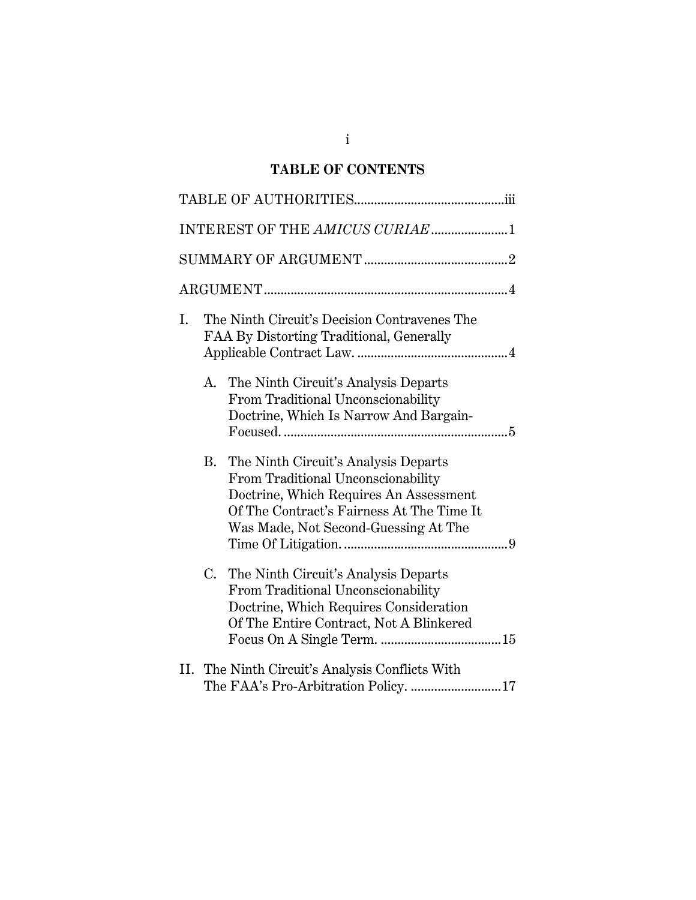# TABLE OF CONTENTS

TABLE OF AUTHORITIES ............................................ iii

INTEREST OF THE *AMICUS CURIAE* ...................... 1

SUMMARY OF ARGUMENT .......................................... 2

ARGUMENT ........................................................................ 4

I. The Ninth Circuit's Decision Contravenes The FAA By Distorting Traditional, Generally Applicable Contract Law. ............................................ 4

   A. The Ninth Circuit's Analysis Departs From Traditional Unconscionability Doctrine, Which Is Narrow And Bargain-Focused. .................................................................. 5

   B. The Ninth Circuit's Analysis Departs From Traditional Unconscionability Doctrine, Which Requires An Assessment Of The Contract's Fairness At The Time It Was Made, Not Second-Guessing At The Time Of Litigation. ................................................ 9

   C. The Ninth Circuit's Analysis Departs From Traditional Unconscionability Doctrine, Which Requires Consideration Of The Entire Contract, Not A Blinkered Focus On A Single Term. .................................. 15

II. The Ninth Circuit's Analysis Conflicts With The FAA's Pro-Arbitration Policy. .......................... 17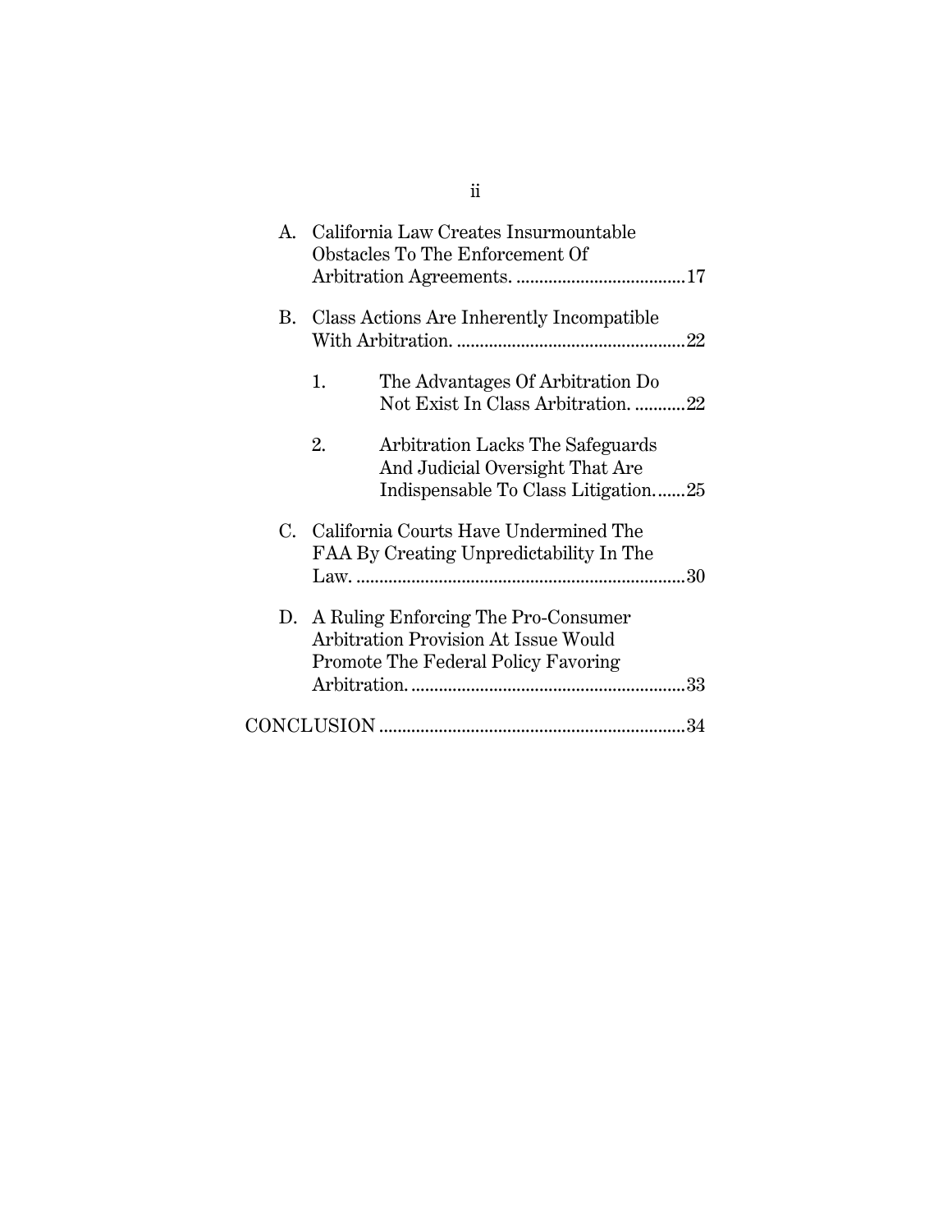A. California Law Creates Insurmountable Obstacles To The Enforcement Of Arbitration Agreements. ....................................17

B. Class Actions Are Inherently Incompatible With Arbitration. .................................................22

   1. The Advantages Of Arbitration Do Not Exist In Class Arbitration. ...........22

   2. Arbitration Lacks The Safeguards And Judicial Oversight That Are Indispensable To Class Litigation.......25

C. California Courts Have Undermined The FAA By Creating Unpredictability In The Law. .......................................................................30

D. A Ruling Enforcing The Pro-Consumer Arbitration Provision At Issue Would Promote The Federal Policy Favoring Arbitration. ...........................................................33

CONCLUSION ..................................................................34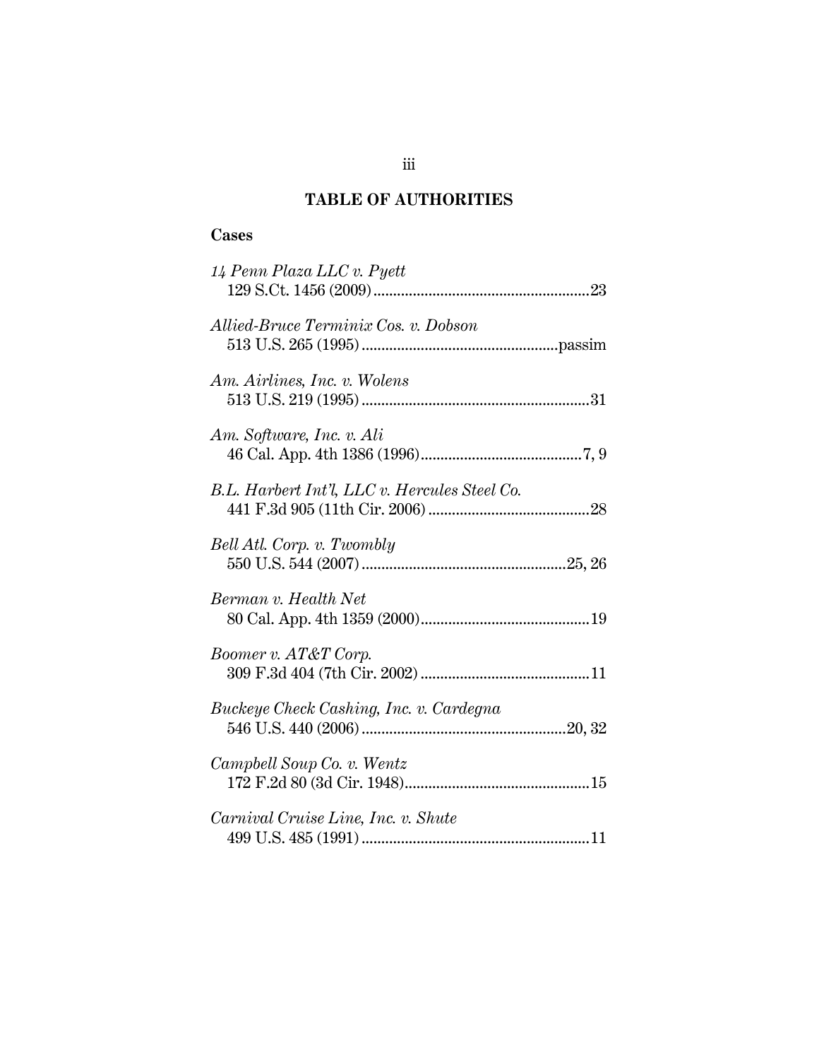## TABLE OF AUTHORITIES

### Cases

*14 Penn Plaza LLC v. Pyett*
129 S.Ct. 1456 (2009) .......................................................23

*Allied-Bruce Terminix Cos. v. Dobson*
513 U.S. 265 (1995) .................................................passim

*Am. Airlines, Inc. v. Wolens*
513 U.S. 219 (1995) ..........................................................31

*Am. Software, Inc. v. Ali*
46 Cal. App. 4th 1386 (1996).........................................7, 9

*B.L. Harbert Int'l, LLC v. Hercules Steel Co.*
441 F.3d 905 (11th Cir. 2006) .........................................28

*Bell Atl. Corp. v. Twombly*
550 U.S. 544 (2007) ...................................................25, 26

*Berman v. Health Net*
80 Cal. App. 4th 1359 (2000)...........................................19

*Boomer v. AT&T Corp.*
309 F.3d 404 (7th Cir. 2002) ...........................................11

*Buckeye Check Cashing, Inc. v. Cardegna*
546 U.S. 440 (2006) ...................................................20, 32

*Campbell Soup Co. v. Wentz*
172 F.2d 80 (3d Cir. 1948)...............................................15

*Carnival Cruise Line, Inc. v. Shute*
499 U.S. 485 (1991) ..........................................................11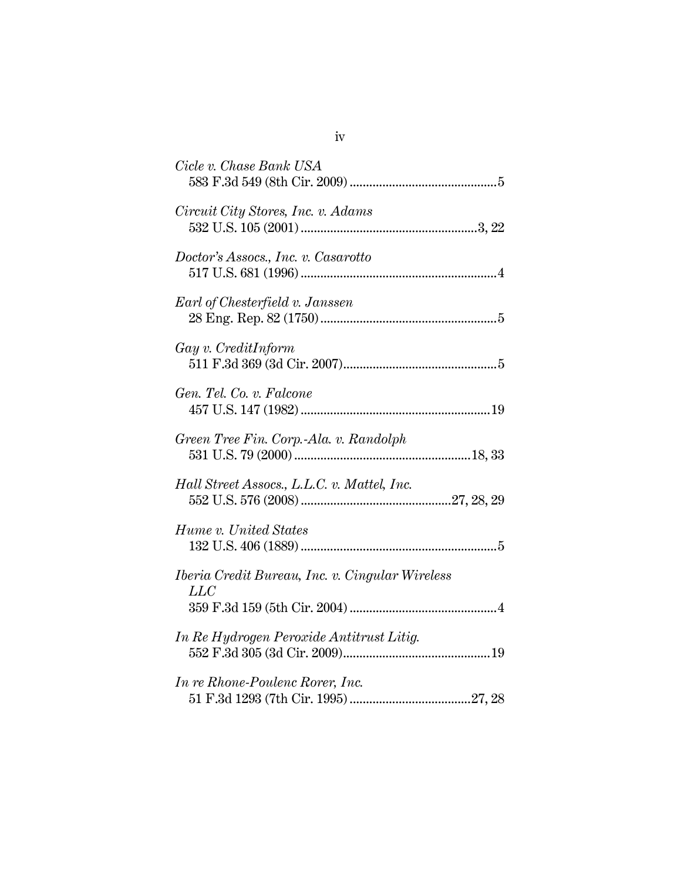*Cicle v. Chase Bank USA*
583 F.3d 549 (8th Cir. 2009) ............................................5

*Circuit City Stores, Inc. v. Adams*
532 U.S. 105 (2001) .....................................................3, 22

*Doctor's Assocs., Inc. v. Casarotto*
517 U.S. 681 (1996) ..........................................................4

*Earl of Chesterfield v. Janssen*
28 Eng. Rep. 82 (1750) .....................................................5

*Gay v. CreditInform*
511 F.3d 369 (3d Cir. 2007)..............................................5

*Gen. Tel. Co. v. Falcone*
457 U.S. 147 (1982) .........................................................19

*Green Tree Fin. Corp.-Ala. v. Randolph*
531 U.S. 79 (2000) .....................................................18, 33

*Hall Street Assocs., L.L.C. v. Mattel, Inc.*
552 U.S. 576 (2008) .............................................27, 28, 29

*Hume v. United States*
132 U.S. 406 (1889) ...........................................................5

*Iberia Credit Bureau, Inc. v. Cingular Wireless LLC*
359 F.3d 159 (5th Cir. 2004) ............................................4

*In Re Hydrogen Peroxide Antitrust Litig.*
552 F.3d 305 (3d Cir. 2009)............................................19

*In re Rhone-Poulenc Rorer, Inc.*
51 F.3d 1293 (7th Cir. 1995) ....................................27, 28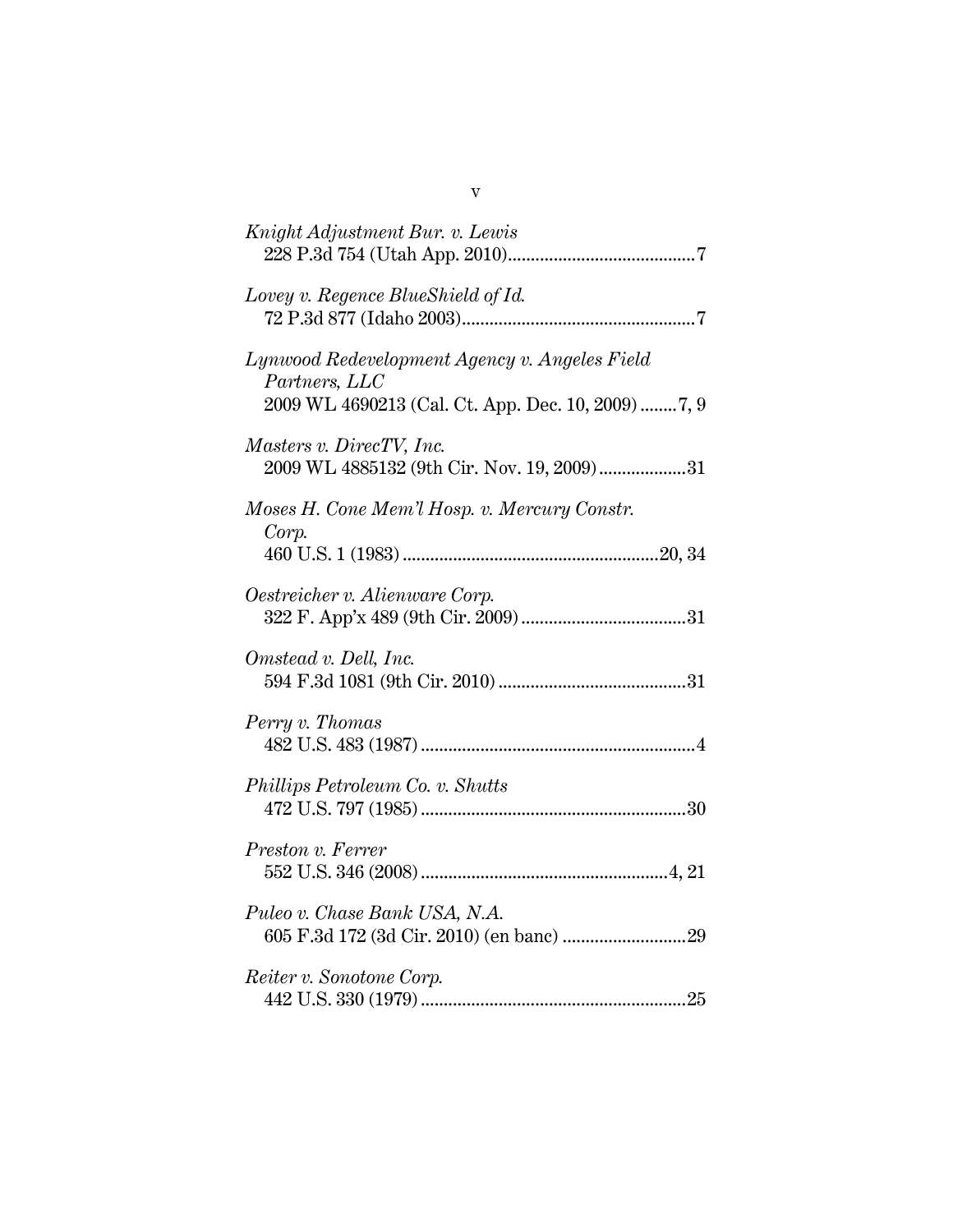*Knight Adjustment Bur. v. Lewis*
228 P.3d 754 (Utah App. 2010)........................................7

*Lovey v. Regence BlueShield of Id.*
72 P.3d 877 (Idaho 2003)..................................................7

*Lynwood Redevelopment Agency v. Angeles Field Partners, LLC*
2009 WL 4690213 (Cal. Ct. App. Dec. 10, 2009) ........7, 9

*Masters v. DirecTV, Inc.*
2009 WL 4885132 (9th Cir. Nov. 19, 2009)...................31

*Moses H. Cone Mem'l Hosp. v. Mercury Constr. Corp.*
460 U.S. 1 (1983) .......................................................20, 34

*Oestreicher v. Alienware Corp.*
322 F. App'x 489 (9th Cir. 2009) ...................................31

*Omstead v. Dell, Inc.*
594 F.3d 1081 (9th Cir. 2010) ........................................31

*Perry v. Thomas*
482 U.S. 483 (1987) ...........................................................4

*Phillips Petroleum Co. v. Shutts*
472 U.S. 797 (1985) .........................................................30

*Preston v. Ferrer*
552 U.S. 346 (2008) .....................................................4, 21

*Puleo v. Chase Bank USA, N.A.*
605 F.3d 172 (3d Cir. 2010) (en banc) ..........................29

*Reiter v. Sonotone Corp.*
442 U.S. 330 (1979) .........................................................25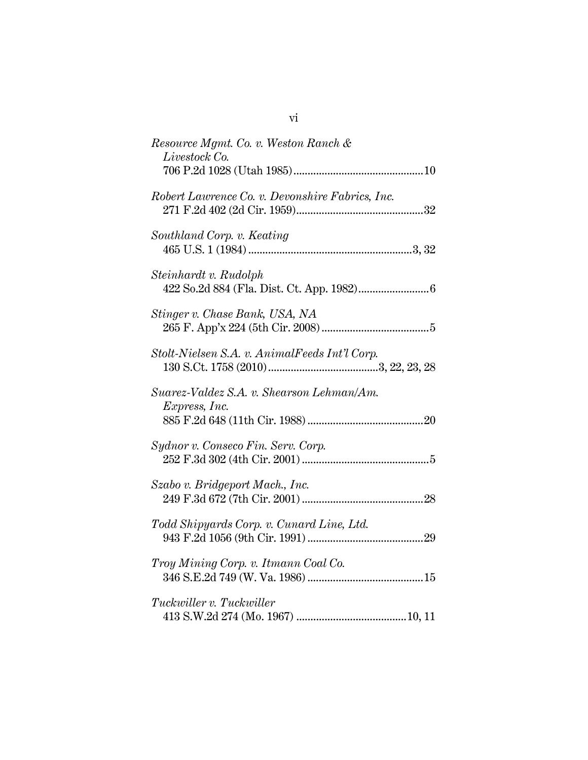*Resource Mgmt. Co. v. Weston Ranch & Livestock Co.*
706 P.2d 1028 (Utah 1985)..........................................10

*Robert Lawrence Co. v. Devonshire Fabrics, Inc.*
271 F.2d 402 (2d Cir. 1959)..........................................32

*Southland Corp. v. Keating*
465 U.S. 1 (1984)..........................................3, 32

*Steinhardt v. Rudolph*
422 So.2d 884 (Fla. Dist. Ct. App. 1982)..........................................6

*Stinger v. Chase Bank, USA, NA*
265 F. App'x 224 (5th Cir. 2008)..........................................5

*Stolt-Nielsen S.A. v. AnimalFeeds Int'l Corp.*
130 S.Ct. 1758 (2010)..........................................3, 22, 23, 28

*Suarez-Valdez S.A. v. Shearson Lehman/Am. Express, Inc.*
885 F.2d 648 (11th Cir. 1988)..........................................20

*Sydnor v. Conseco Fin. Serv. Corp.*
252 F.3d 302 (4th Cir. 2001)..........................................5

*Szabo v. Bridgeport Mach., Inc.*
249 F.3d 672 (7th Cir. 2001)..........................................28

*Todd Shipyards Corp. v. Cunard Line, Ltd.*
943 F.2d 1056 (9th Cir. 1991)..........................................29

*Troy Mining Corp. v. Itmann Coal Co.*
346 S.E.2d 749 (W. Va. 1986)..........................................15

*Tuckwiller v. Tuckwiller*
413 S.W.2d 274 (Mo. 1967)..........................................10, 11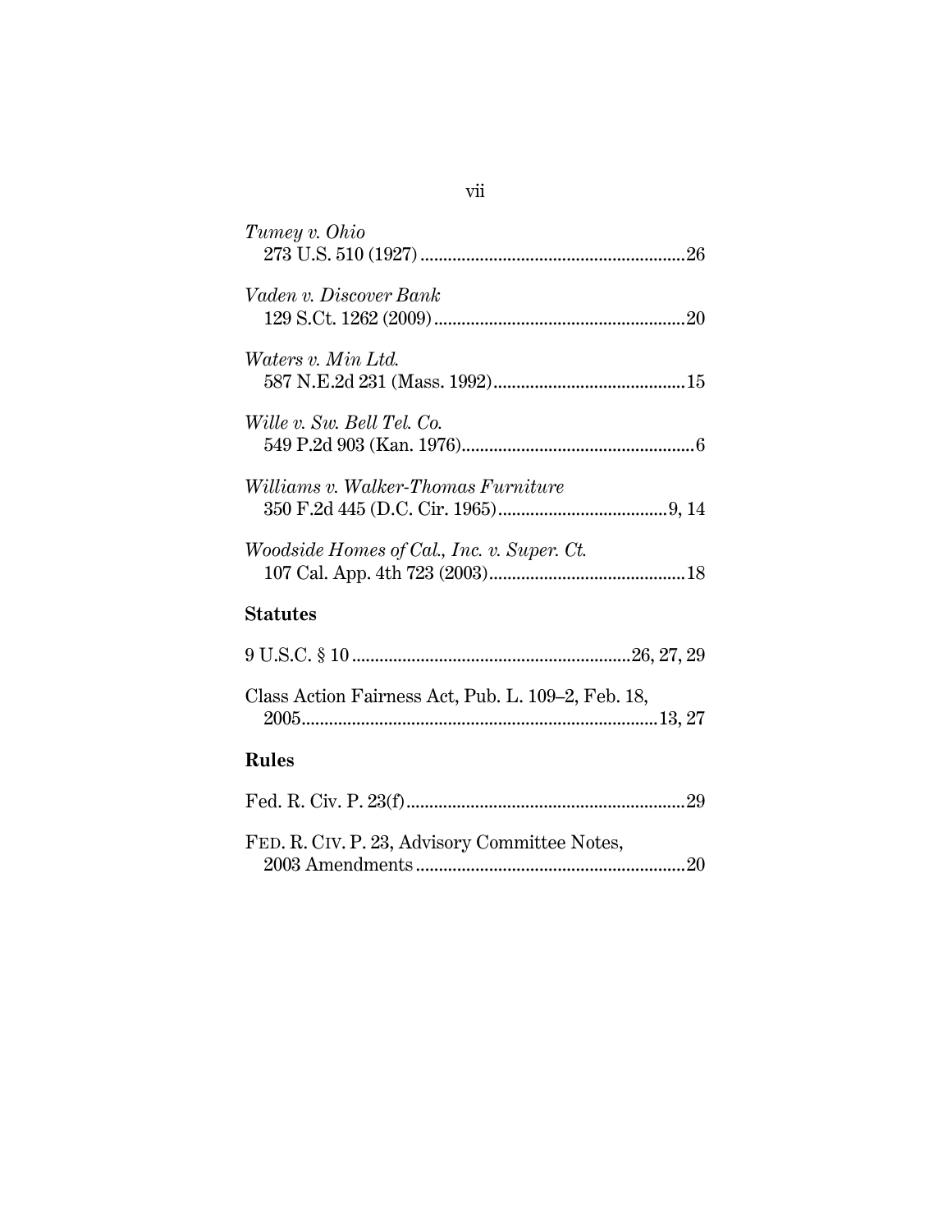*Tumey v. Ohio*
273 U.S. 510 (1927)............................................................26

*Vaden v. Discover Bank*
129 S.Ct. 1262 (2009)........................................................20

*Waters v. Min Ltd.*
587 N.E.2d 231 (Mass. 1992)...........................................15

*Wille v. Sw. Bell Tel. Co.*
549 P.2d 903 (Kan. 1976)....................................................6

*Williams v. Walker-Thomas Furniture*
350 F.2d 445 (D.C. Cir. 1965).....................................9, 14

*Woodside Homes of Cal., Inc. v. Super. Ct.*
107 Cal. App. 4th 723 (2003)............................................18

**Statutes**

9 U.S.C. § 10.............................................................26, 27, 29

Class Action Fairness Act, Pub. L. 109–2, Feb. 18, 2005..............................................................................13, 27

**Rules**

Fed. R. Civ. P. 23(f)..............................................................29

FED. R. CIV. P. 23, Advisory Committee Notes, 2003 Amendments...........................................................20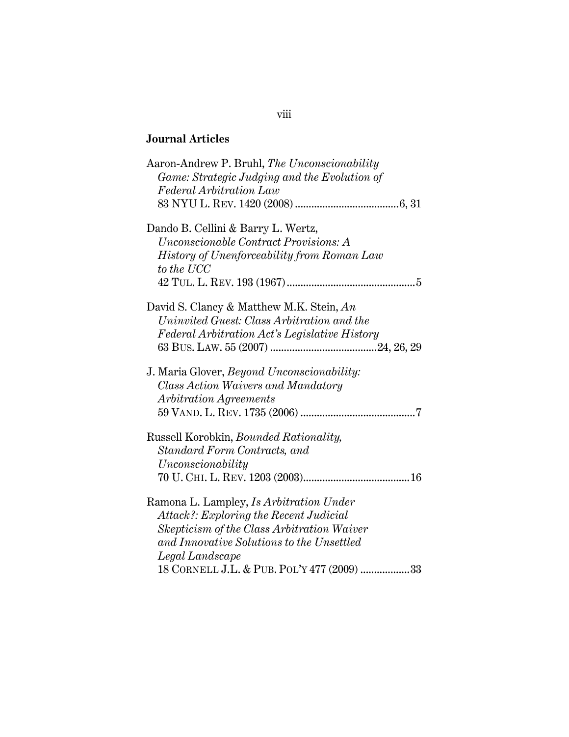**Journal Articles**

Aaron-Andrew P. Bruhl, *The Unconscionability Game: Strategic Judging and the Evolution of Federal Arbitration Law* 83 NYU L. REV. 1420 (2008) ....................................6, 31

Dando B. Cellini & Barry L. Wertz, *Unconscionable Contract Provisions: A History of Unenforceability from Roman Law to the UCC* 42 TUL. L. REV. 193 (1967) ..............................................5

David S. Clancy & Matthew M.K. Stein, *An Uninvited Guest: Class Arbitration and the Federal Arbitration Act's Legislative History* 63 BUS. LAW. 55 (2007) ......................................24, 26, 29

J. Maria Glover, *Beyond Unconscionability: Class Action Waivers and Mandatory Arbitration Agreements* 59 VAND. L. REV. 1735 (2006) ..........................................7

Russell Korobkin, *Bounded Rationality, Standard Form Contracts, and Unconscionability* 70 U. CHI. L. REV. 1203 (2003)......................................16

Ramona L. Lampley, *Is Arbitration Under Attack?: Exploring the Recent Judicial Skepticism of the Class Arbitration Waiver and Innovative Solutions to the Unsettled Legal Landscape* 18 CORNELL J.L. & PUB. POL'Y 477 (2009) ..................33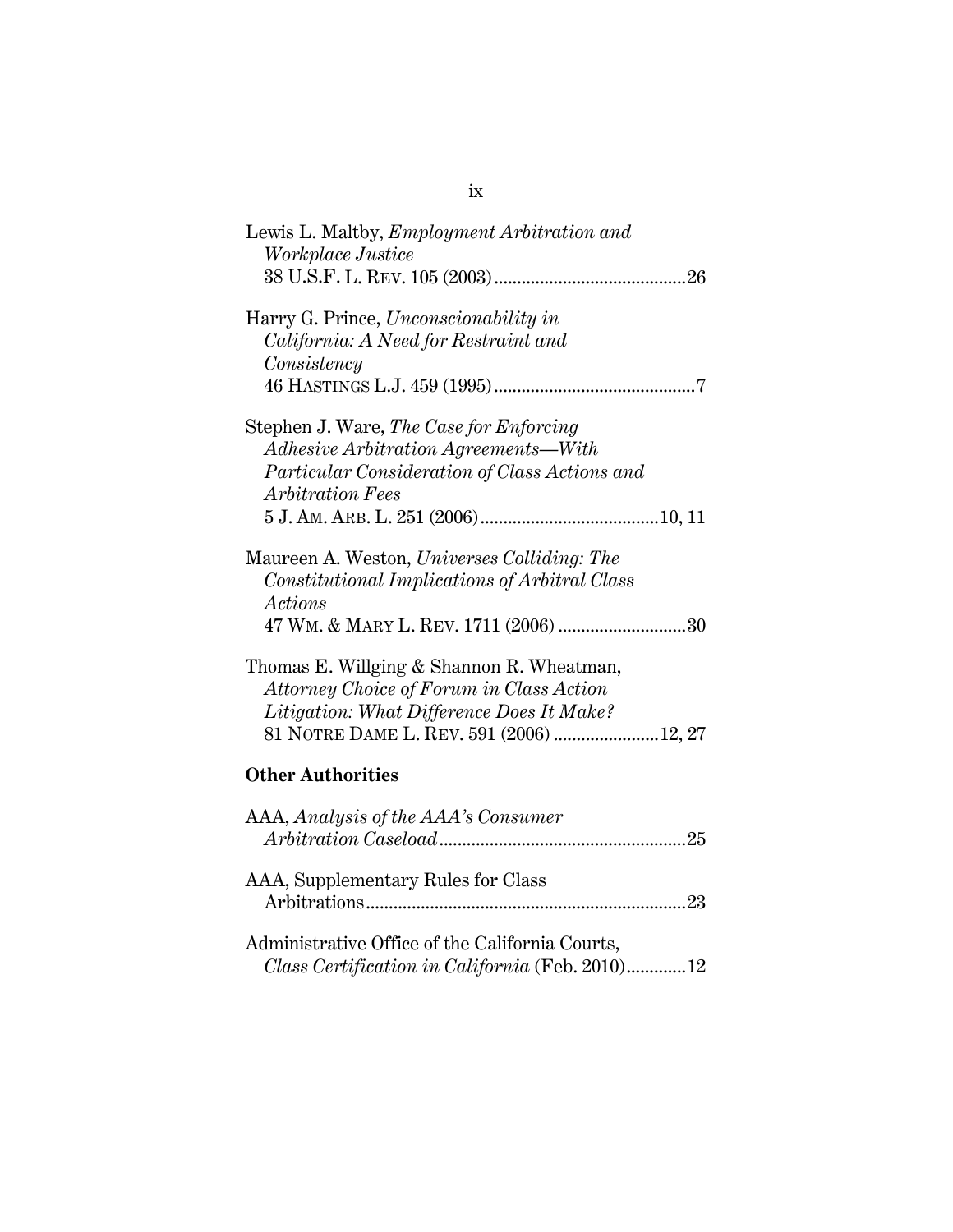Lewis L. Maltby, *Employment Arbitration and Workplace Justice* 38 U.S.F. L. REV. 105 (2003).........................................26

Harry G. Prince, *Unconscionability in California: A Need for Restraint and Consistency* 46 HASTINGS L.J. 459 (1995)............................................7

Stephen J. Ware, *The Case for Enforcing Adhesive Arbitration Agreements—With Particular Consideration of Class Actions and Arbitration Fees* 5 J. AM. ARB. L. 251 (2006).......................................10, 11

Maureen A. Weston, *Universes Colliding: The Constitutional Implications of Arbitral Class Actions* 47 WM. & MARY L. REV. 1711 (2006) ...........................30

Thomas E. Willging & Shannon R. Wheatman, *Attorney Choice of Forum in Class Action Litigation: What Difference Does It Make?* 81 NOTRE DAME L. REV. 591 (2006) .......................12, 27

**Other Authorities**

AAA, *Analysis of the AAA's Consumer Arbitration Caseload*.....................................................25

AAA, Supplementary Rules for Class Arbitrations.....................................................................23

Administrative Office of the California Courts, *Class Certification in California* (Feb. 2010).............12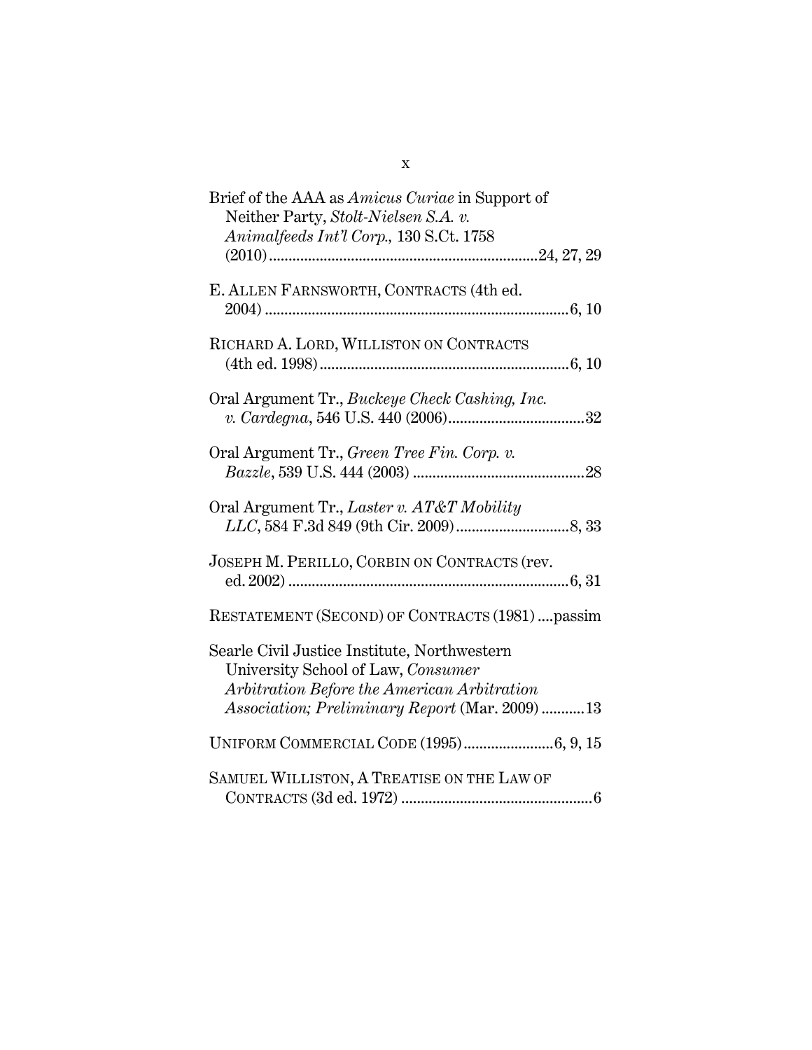Brief of the AAA as *Amicus Curiae* in Support of Neither Party, *Stolt-Nielsen S.A. v. Animalfeeds Int'l Corp.,* 130 S.Ct. 1758 (2010) ....................24, 27, 29

E. ALLEN FARNSWORTH, CONTRACTS (4th ed. 2004) ....................6, 10

RICHARD A. LORD, WILLISTON ON CONTRACTS (4th ed. 1998) ....................6, 10

Oral Argument Tr., *Buckeye Check Cashing, Inc. v. Cardegna*, 546 U.S. 440 (2006) ....................32

Oral Argument Tr., *Green Tree Fin. Corp. v. Bazzle*, 539 U.S. 444 (2003) ....................28

Oral Argument Tr., *Laster v. AT&T Mobility LLC*, 584 F.3d 849 (9th Cir. 2009) ....................8, 33

JOSEPH M. PERILLO, CORBIN ON CONTRACTS (rev. ed. 2002) ....................6, 31

RESTATEMENT (SECOND) OF CONTRACTS (1981) ....passim

Searle Civil Justice Institute, Northwestern University School of Law, *Consumer Arbitration Before the American Arbitration Association; Preliminary Report* (Mar. 2009) ...........13

UNIFORM COMMERCIAL CODE (1995) ....................6, 9, 15

SAMUEL WILLISTON, A TREATISE ON THE LAW OF CONTRACTS (3d ed. 1972) ....................6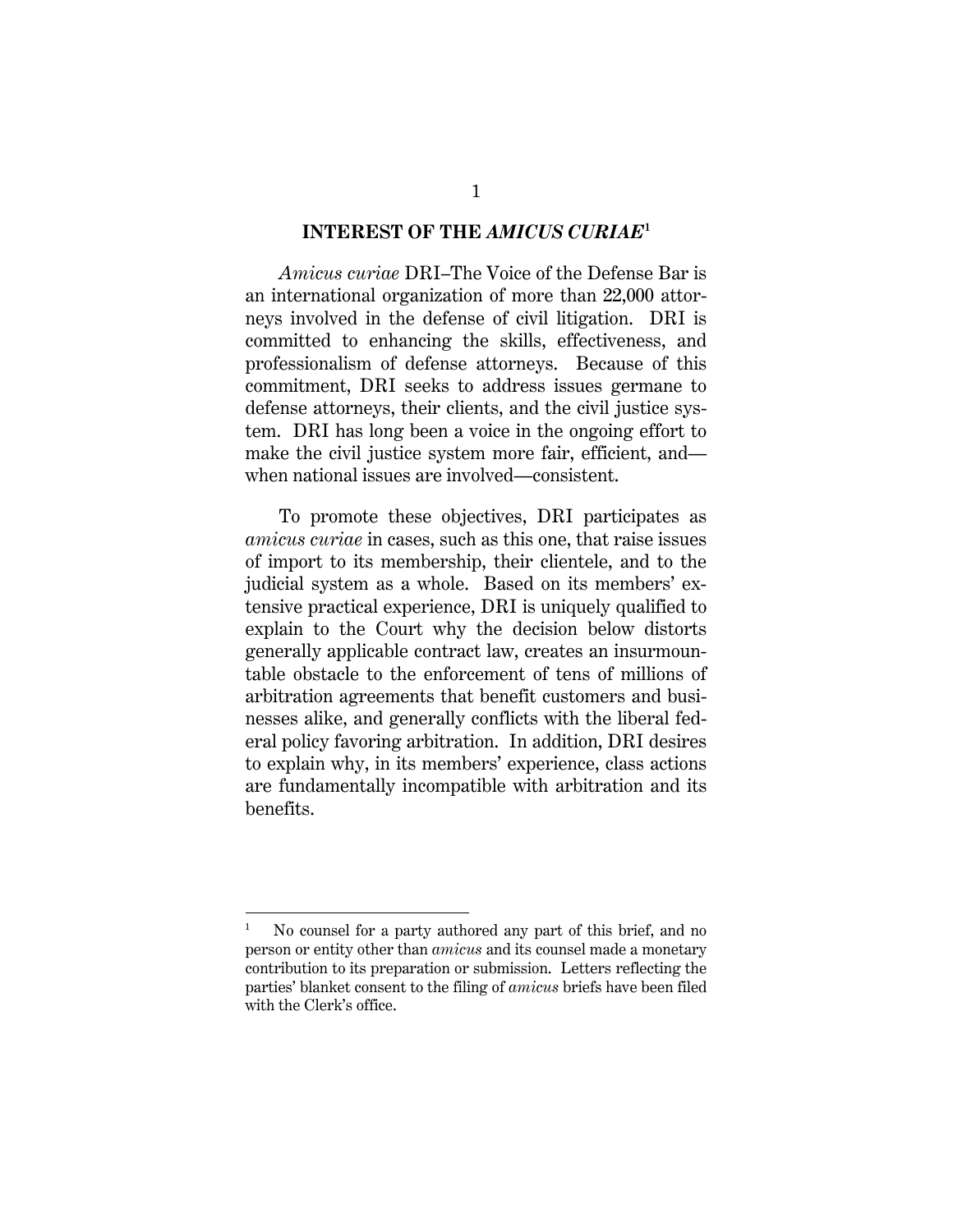## INTEREST OF THE *AMICUS CURIAE*[1]

*Amicus curiae* DRI–The Voice of the Defense Bar is an international organization of more than 22,000 attorneys involved in the defense of civil litigation. DRI is committed to enhancing the skills, effectiveness, and professionalism of defense attorneys. Because of this commitment, DRI seeks to address issues germane to defense attorneys, their clients, and the civil justice system. DRI has long been a voice in the ongoing effort to make the civil justice system more fair, efficient, and—when national issues are involved—consistent.

To promote these objectives, DRI participates as *amicus curiae* in cases, such as this one, that raise issues of import to its membership, their clientele, and to the judicial system as a whole. Based on its members' extensive practical experience, DRI is uniquely qualified to explain to the Court why the decision below distorts generally applicable contract law, creates an insurmountable obstacle to the enforcement of tens of millions of arbitration agreements that benefit customers and businesses alike, and generally conflicts with the liberal federal policy favoring arbitration. In addition, DRI desires to explain why, in its members' experience, class actions are fundamentally incompatible with arbitration and its benefits.

---

[1] No counsel for a party authored any part of this brief, and no person or entity other than *amicus* and its counsel made a monetary contribution to its preparation or submission. Letters reflecting the parties' blanket consent to the filing of *amicus* briefs have been filed with the Clerk's office.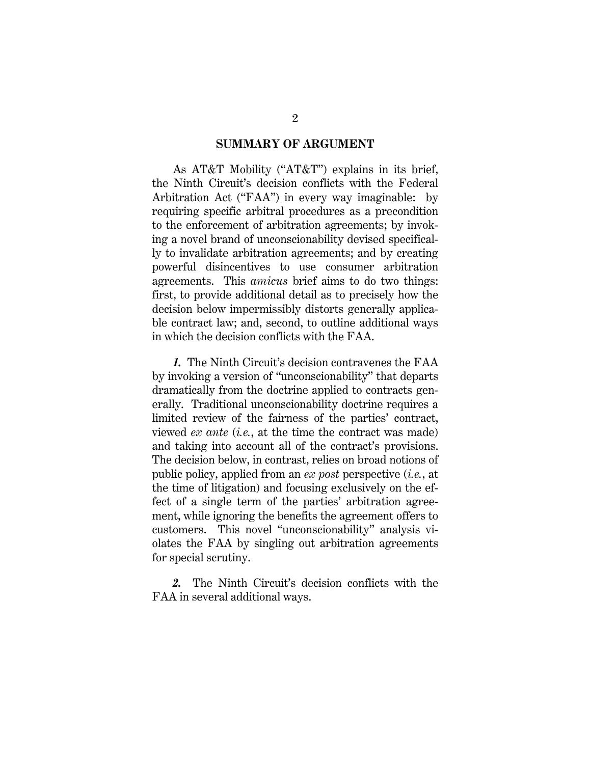## SUMMARY OF ARGUMENT

As AT&T Mobility ("AT&T") explains in its brief, the Ninth Circuit's decision conflicts with the Federal Arbitration Act ("FAA") in every way imaginable: by requiring specific arbitral procedures as a precondition to the enforcement of arbitration agreements; by invoking a novel brand of unconscionability devised specifically to invalidate arbitration agreements; and by creating powerful disincentives to use consumer arbitration agreements. This *amicus* brief aims to do two things: first, to provide additional detail as to precisely how the decision below impermissibly distorts generally applicable contract law; and, second, to outline additional ways in which the decision conflicts with the FAA.

***1.*** The Ninth Circuit's decision contravenes the FAA by invoking a version of "unconscionability" that departs dramatically from the doctrine applied to contracts generally. Traditional unconscionability doctrine requires a limited review of the fairness of the parties' contract, viewed *ex ante* (*i.e.*, at the time the contract was made) and taking into account all of the contract's provisions. The decision below, in contrast, relies on broad notions of public policy, applied from an *ex post* perspective (*i.e.*, at the time of litigation) and focusing exclusively on the effect of a single term of the parties' arbitration agreement, while ignoring the benefits the agreement offers to customers. This novel "unconscionability" analysis violates the FAA by singling out arbitration agreements for special scrutiny.

***2.*** The Ninth Circuit's decision conflicts with the FAA in several additional ways.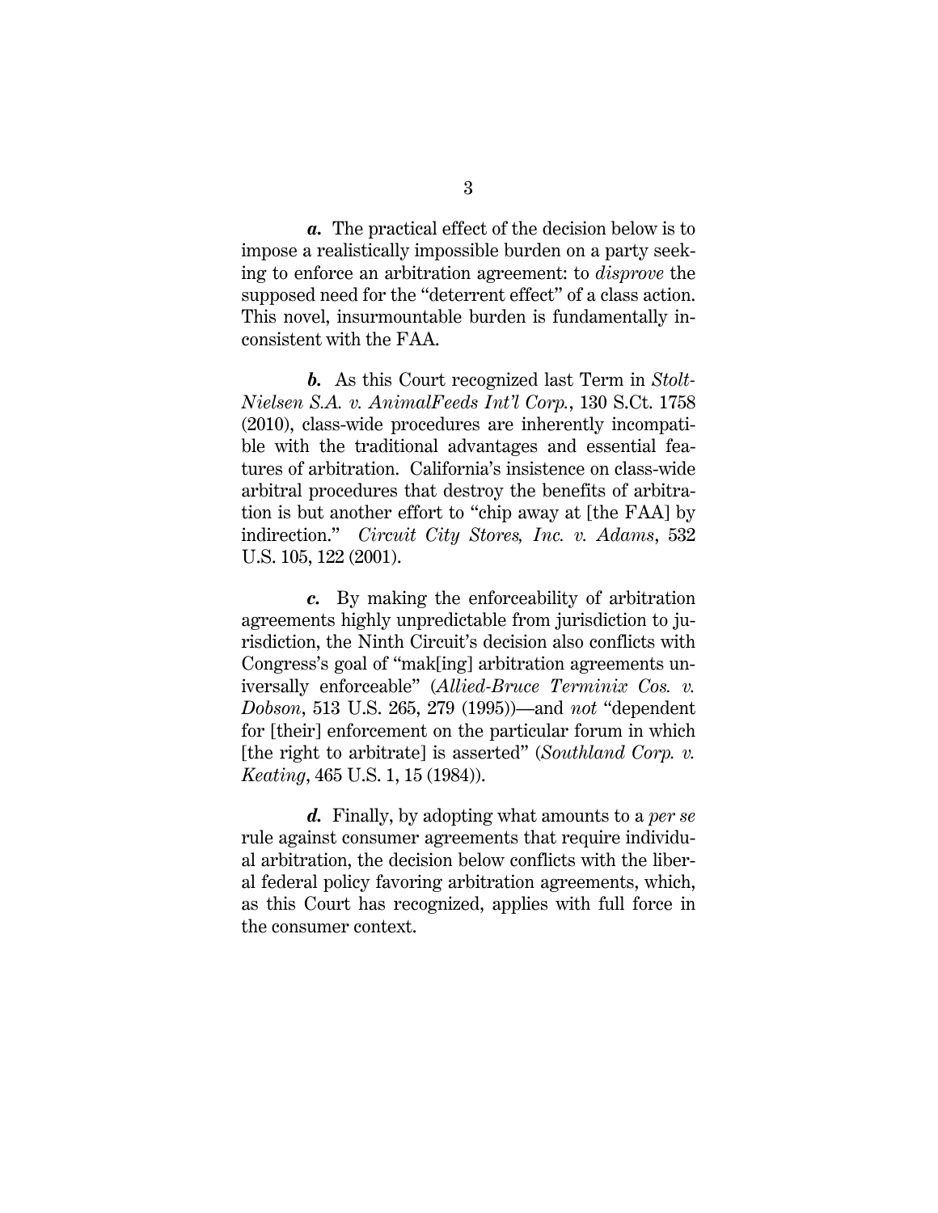***a.*** The practical effect of the decision below is to impose a realistically impossible burden on a party seeking to enforce an arbitration agreement: to *disprove* the supposed need for the "deterrent effect" of a class action. This novel, insurmountable burden is fundamentally inconsistent with the FAA.

***b.*** As this Court recognized last Term in *Stolt-Nielsen S.A. v. AnimalFeeds Int'l Corp.*, 130 S.Ct. 1758 (2010), class-wide procedures are inherently incompatible with the traditional advantages and essential features of arbitration. California's insistence on class-wide arbitral procedures that destroy the benefits of arbitration is but another effort to "chip away at [the FAA] by indirection." *Circuit City Stores, Inc. v. Adams*, 532 U.S. 105, 122 (2001).

***c.*** By making the enforceability of arbitration agreements highly unpredictable from jurisdiction to jurisdiction, the Ninth Circuit's decision also conflicts with Congress's goal of "mak[ing] arbitration agreements universally enforceable" (*Allied-Bruce Terminix Cos. v. Dobson*, 513 U.S. 265, 279 (1995))—and *not* "dependent for [their] enforcement on the particular forum in which [the right to arbitrate] is asserted" (*Southland Corp. v. Keating*, 465 U.S. 1, 15 (1984)).

***d.*** Finally, by adopting what amounts to a *per se* rule against consumer agreements that require individual arbitration, the decision below conflicts with the liberal federal policy favoring arbitration agreements, which, as this Court has recognized, applies with full force in the consumer context.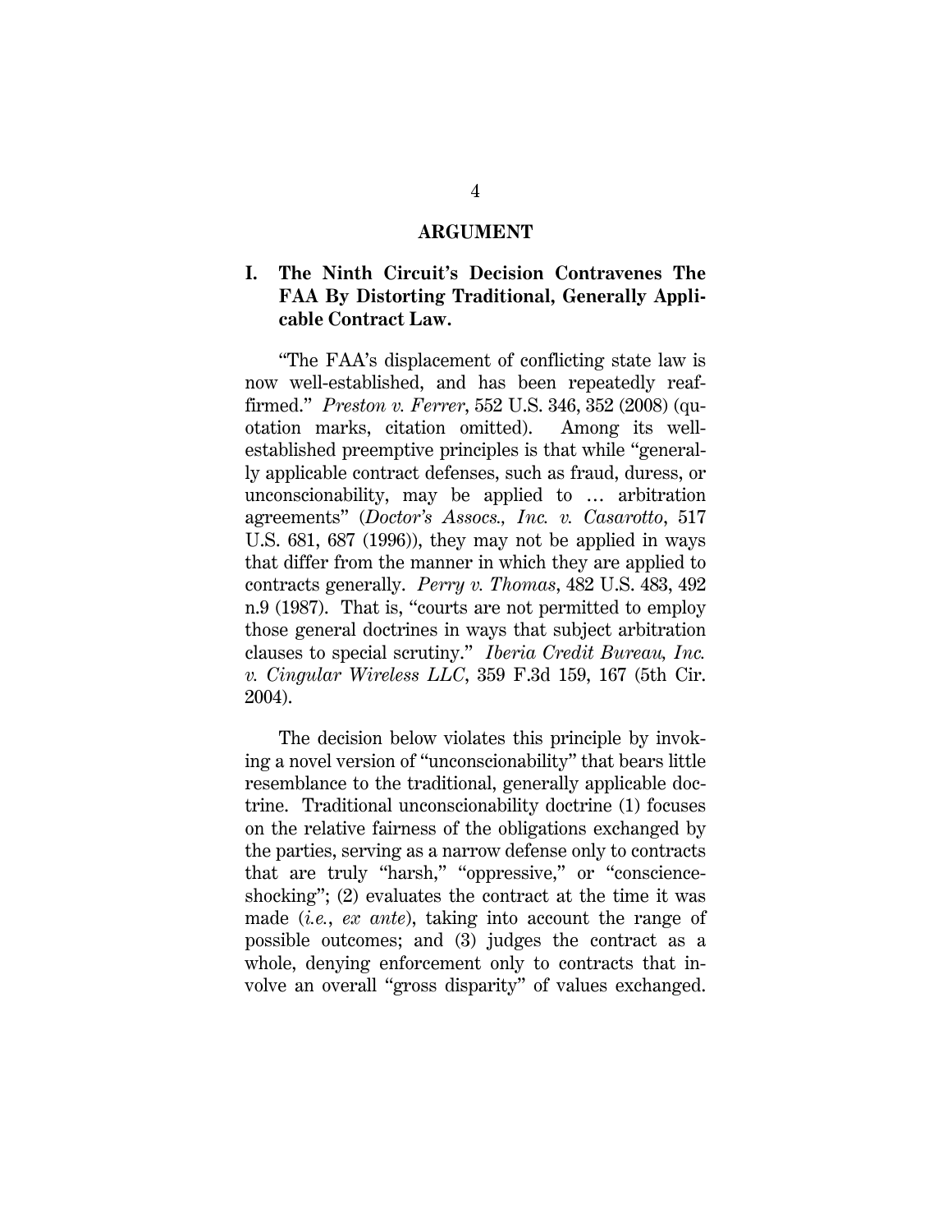## ARGUMENT

### I. The Ninth Circuit's Decision Contravenes The FAA By Distorting Traditional, Generally Applicable Contract Law.

"The FAA's displacement of conflicting state law is now well-established, and has been repeatedly reaffirmed." *Preston v. Ferrer*, 552 U.S. 346, 352 (2008) (quotation marks, citation omitted). Among its well-established preemptive principles is that while "generally applicable contract defenses, such as fraud, duress, or unconscionability, may be applied to … arbitration agreements" (*Doctor's Assocs., Inc. v. Casarotto*, 517 U.S. 681, 687 (1996)), they may not be applied in ways that differ from the manner in which they are applied to contracts generally. *Perry v. Thomas*, 482 U.S. 483, 492 n.9 (1987). That is, "courts are not permitted to employ those general doctrines in ways that subject arbitration clauses to special scrutiny." *Iberia Credit Bureau, Inc. v. Cingular Wireless LLC*, 359 F.3d 159, 167 (5th Cir. 2004).

The decision below violates this principle by invoking a novel version of "unconscionability" that bears little resemblance to the traditional, generally applicable doctrine. Traditional unconscionability doctrine (1) focuses on the relative fairness of the obligations exchanged by the parties, serving as a narrow defense only to contracts that are truly "harsh," "oppressive," or "conscience-shocking"; (2) evaluates the contract at the time it was made (*i.e.*, *ex ante*), taking into account the range of possible outcomes; and (3) judges the contract as a whole, denying enforcement only to contracts that involve an overall "gross disparity" of values exchanged.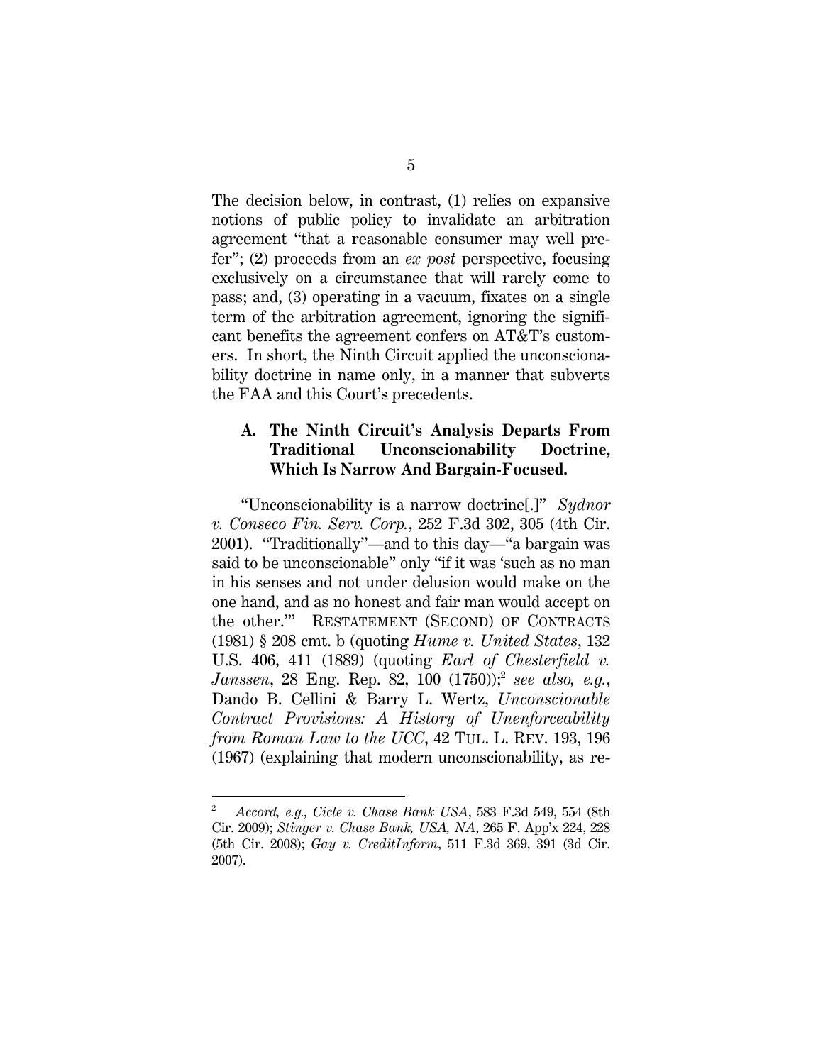The decision below, in contrast, (1) relies on expansive notions of public policy to invalidate an arbitration agreement "that a reasonable consumer may well prefer"; (2) proceeds from an *ex post* perspective, focusing exclusively on a circumstance that will rarely come to pass; and, (3) operating in a vacuum, fixates on a single term of the arbitration agreement, ignoring the significant benefits the agreement confers on AT&T's customers. In short, the Ninth Circuit applied the unconscionability doctrine in name only, in a manner that subverts the FAA and this Court's precedents.

### A. The Ninth Circuit's Analysis Departs From Traditional Unconscionability Doctrine, Which Is Narrow And Bargain-Focused.

"Unconscionability is a narrow doctrine[.]" *Sydnor v. Conseco Fin. Serv. Corp.*, 252 F.3d 302, 305 (4th Cir. 2001). "Traditionally"—and to this day—"a bargain was said to be unconscionable" only "if it was 'such as no man in his senses and not under delusion would make on the one hand, and as no honest and fair man would accept on the other.'" RESTATEMENT (SECOND) OF CONTRACTS (1981) § 208 cmt. b (quoting *Hume v. United States*, 132 U.S. 406, 411 (1889) (quoting *Earl of Chesterfield v. Janssen*, 28 Eng. Rep. 82, 100 (1750));[2] *see also, e.g.*, Dando B. Cellini & Barry L. Wertz, *Unconscionable Contract Provisions: A History of Unenforceability from Roman Law to the UCC*, 42 TUL. L. REV. 193, 196 (1967) (explaining that modern unconscionability, as re-

---

[2] *Accord, e.g., Cicle v. Chase Bank USA*, 583 F.3d 549, 554 (8th Cir. 2009); *Stinger v. Chase Bank, USA, NA*, 265 F. App'x 224, 228 (5th Cir. 2008); *Gay v. CreditInform*, 511 F.3d 369, 391 (3d Cir. 2007).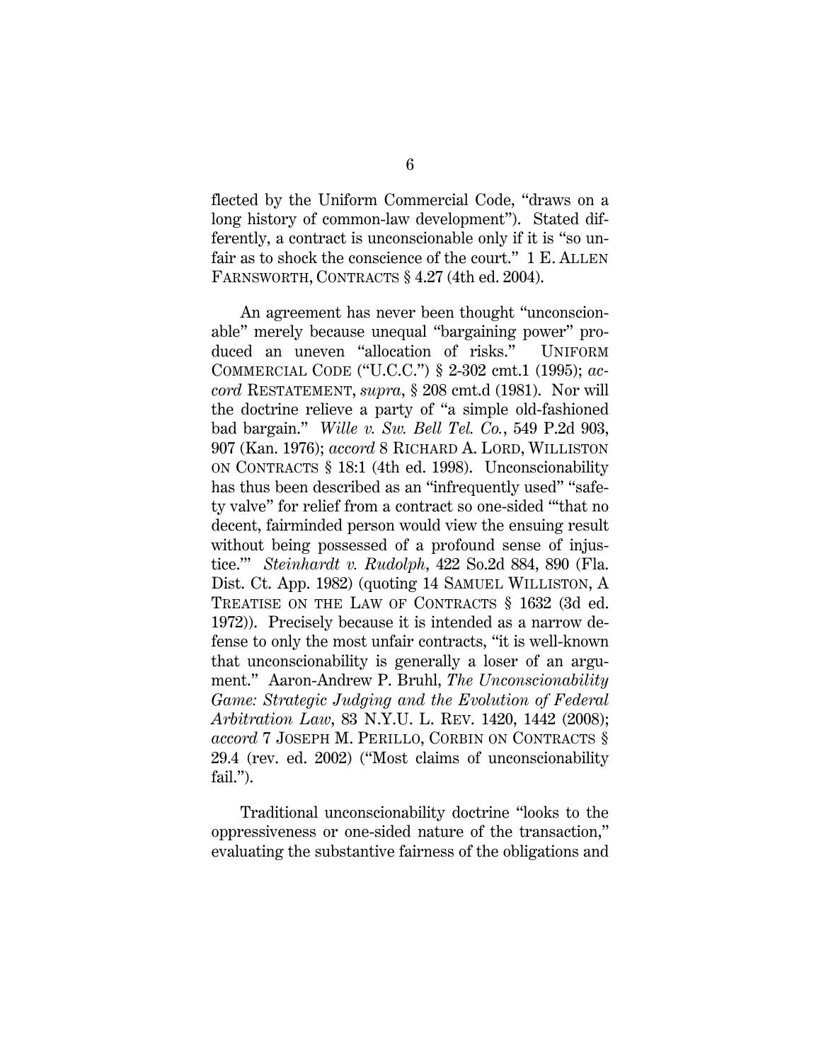flected by the Uniform Commercial Code, "draws on a long history of common-law development"). Stated differently, a contract is unconscionable only if it is "so unfair as to shock the conscience of the court." 1 E. ALLEN FARNSWORTH, CONTRACTS § 4.27 (4th ed. 2004).

An agreement has never been thought "unconscionable" merely because unequal "bargaining power" produced an uneven "allocation of risks." UNIFORM COMMERCIAL CODE ("U.C.C.") § 2-302 cmt.1 (1995); *accord* RESTATEMENT, *supra*, § 208 cmt.d (1981). Nor will the doctrine relieve a party of "a simple old-fashioned bad bargain." *Wille v. Sw. Bell Tel. Co.*, 549 P.2d 903, 907 (Kan. 1976); *accord* 8 RICHARD A. LORD, WILLISTON ON CONTRACTS § 18:1 (4th ed. 1998). Unconscionability has thus been described as an "infrequently used" "safety valve" for relief from a contract so one-sided "'that no decent, fairminded person would view the ensuing result without being possessed of a profound sense of injustice.'" *Steinhardt v. Rudolph*, 422 So.2d 884, 890 (Fla. Dist. Ct. App. 1982) (quoting 14 SAMUEL WILLISTON, A TREATISE ON THE LAW OF CONTRACTS § 1632 (3d ed. 1972)). Precisely because it is intended as a narrow defense to only the most unfair contracts, "it is well-known that unconscionability is generally a loser of an argument." Aaron-Andrew P. Bruhl, *The Unconscionability Game: Strategic Judging and the Evolution of Federal Arbitration Law*, 83 N.Y.U. L. REV. 1420, 1442 (2008); *accord* 7 JOSEPH M. PERILLO, CORBIN ON CONTRACTS § 29.4 (rev. ed. 2002) ("Most claims of unconscionability fail.").

Traditional unconscionability doctrine "looks to the oppressiveness or one-sided nature of the transaction," evaluating the substantive fairness of the obligations and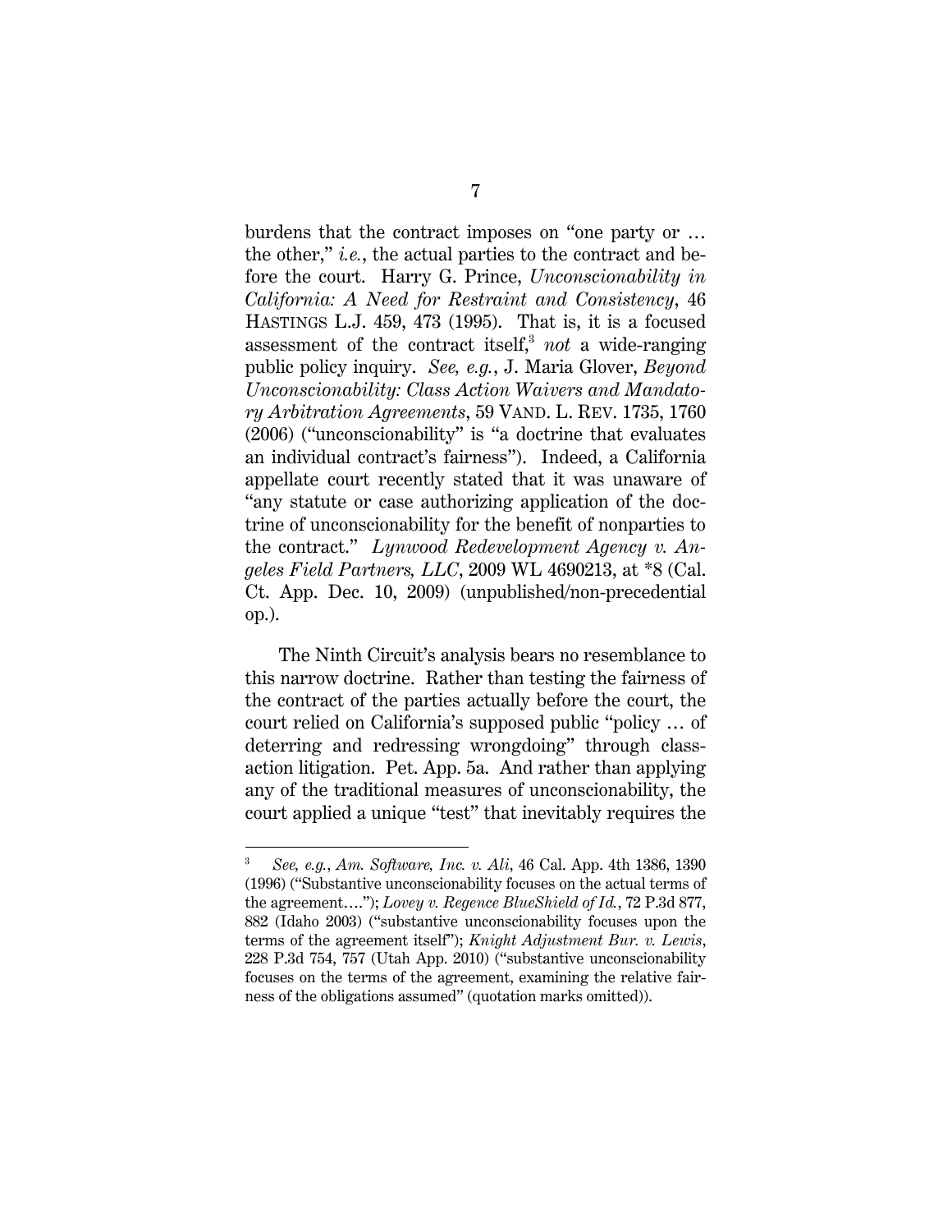burdens that the contract imposes on "one party or … the other," *i.e.*, the actual parties to the contract and before the court. Harry G. Prince, *Unconscionability in California: A Need for Restraint and Consistency*, 46 HASTINGS L.J. 459, 473 (1995). That is, it is a focused assessment of the contract itself,[3] *not* a wide-ranging public policy inquiry. *See, e.g.*, J. Maria Glover, *Beyond Unconscionability: Class Action Waivers and Mandatory Arbitration Agreements*, 59 VAND. L. REV. 1735, 1760 (2006) ("unconscionability" is "a doctrine that evaluates an individual contract's fairness"). Indeed, a California appellate court recently stated that it was unaware of "any statute or case authorizing application of the doctrine of unconscionability for the benefit of nonparties to the contract." *Lynwood Redevelopment Agency v. Angeles Field Partners, LLC*, 2009 WL 4690213, at *8 (Cal. Ct. App. Dec. 10, 2009) (unpublished/non-precedential op.).

The Ninth Circuit's analysis bears no resemblance to this narrow doctrine. Rather than testing the fairness of the contract of the parties actually before the court, the court relied on California's supposed public "policy … of deterring and redressing wrongdoing" through class-action litigation. Pet. App. 5a. And rather than applying any of the traditional measures of unconscionability, the court applied a unique "test" that inevitably requires the

---

[3] *See, e.g.*, *Am. Software, Inc. v. Ali*, 46 Cal. App. 4th 1386, 1390 (1996) ("Substantive unconscionability focuses on the actual terms of the agreement…."); *Lovey v. Regence BlueShield of Id.*, 72 P.3d 877, 882 (Idaho 2003) ("substantive unconscionability focuses upon the terms of the agreement itself"); *Knight Adjustment Bur. v. Lewis*, 228 P.3d 754, 757 (Utah App. 2010) ("substantive unconscionability focuses on the terms of the agreement, examining the relative fairness of the obligations assumed" (quotation marks omitted)).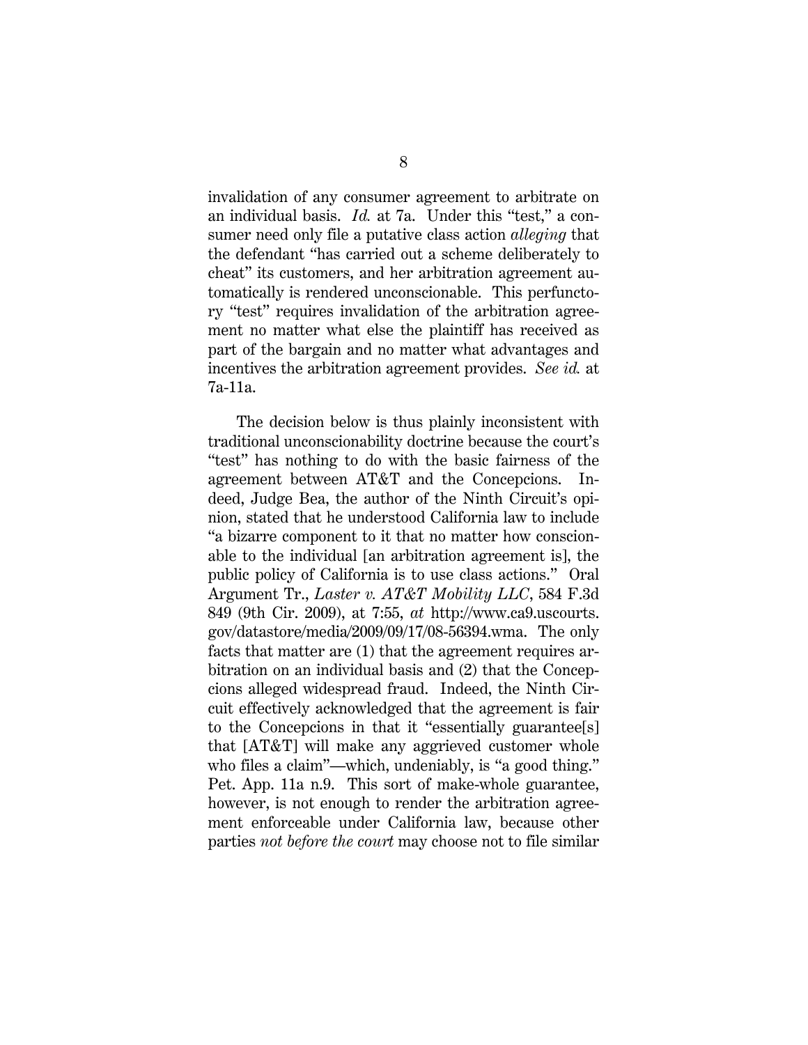invalidation of any consumer agreement to arbitrate on an individual basis. *Id.* at 7a. Under this "test," a consumer need only file a putative class action *alleging* that the defendant "has carried out a scheme deliberately to cheat" its customers, and her arbitration agreement automatically is rendered unconscionable. This perfunctory "test" requires invalidation of the arbitration agreement no matter what else the plaintiff has received as part of the bargain and no matter what advantages and incentives the arbitration agreement provides. *See id.* at 7a-11a.

The decision below is thus plainly inconsistent with traditional unconscionability doctrine because the court's "test" has nothing to do with the basic fairness of the agreement between AT&T and the Concepcions. Indeed, Judge Bea, the author of the Ninth Circuit's opinion, stated that he understood California law to include "a bizarre component to it that no matter how conscionable to the individual [an arbitration agreement is], the public policy of California is to use class actions." Oral Argument Tr., *Laster v. AT&T Mobility LLC*, 584 F.3d 849 (9th Cir. 2009), at 7:55, *at* http://www.ca9.uscourts.gov/datastore/media/2009/09/17/08-56394.wma. The only facts that matter are (1) that the agreement requires arbitration on an individual basis and (2) that the Concepcions alleged widespread fraud. Indeed, the Ninth Circuit effectively acknowledged that the agreement is fair to the Concepcions in that it "essentially guarantee[s] that [AT&T] will make any aggrieved customer whole who files a claim"—which, undeniably, is "a good thing." Pet. App. 11a n.9. This sort of make-whole guarantee, however, is not enough to render the arbitration agreement enforceable under California law, because other parties *not before the court* may choose not to file similar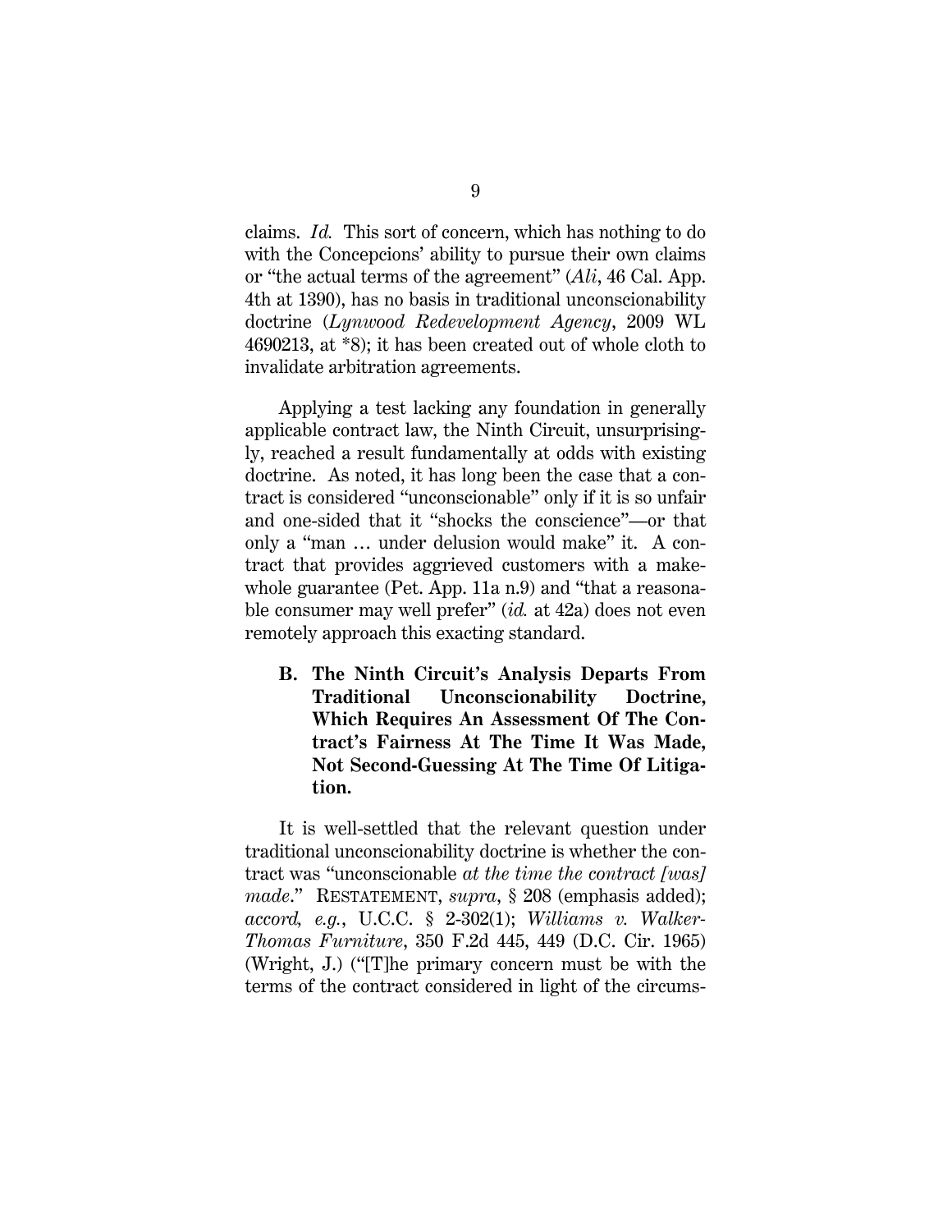claims. *Id.* This sort of concern, which has nothing to do with the Concepcions' ability to pursue their own claims or "the actual terms of the agreement" (*Ali*, 46 Cal. App. 4th at 1390), has no basis in traditional unconscionability doctrine (*Lynwood Redevelopment Agency*, 2009 WL 4690213, at *8); it has been created out of whole cloth to invalidate arbitration agreements.

Applying a test lacking any foundation in generally applicable contract law, the Ninth Circuit, unsurprisingly, reached a result fundamentally at odds with existing doctrine. As noted, it has long been the case that a contract is considered "unconscionable" only if it is so unfair and one-sided that it "shocks the conscience"—or that only a "man … under delusion would make" it. A contract that provides aggrieved customers with a make-whole guarantee (Pet. App. 11a n.9) and "that a reasonable consumer may well prefer" (*id.* at 42a) does not even remotely approach this exacting standard.

### B. The Ninth Circuit's Analysis Departs From Traditional Unconscionability Doctrine, Which Requires An Assessment Of The Contract's Fairness At The Time It Was Made, Not Second-Guessing At The Time Of Litigation.

It is well-settled that the relevant question under traditional unconscionability doctrine is whether the contract was "unconscionable *at the time the contract [was] made*." RESTATEMENT, *supra*, § 208 (emphasis added); *accord, e.g.*, U.C.C. § 2-302(1); *Williams v. Walker-Thomas Furniture*, 350 F.2d 445, 449 (D.C. Cir. 1965) (Wright, J.) ("[T]he primary concern must be with the terms of the contract considered in light of the circums-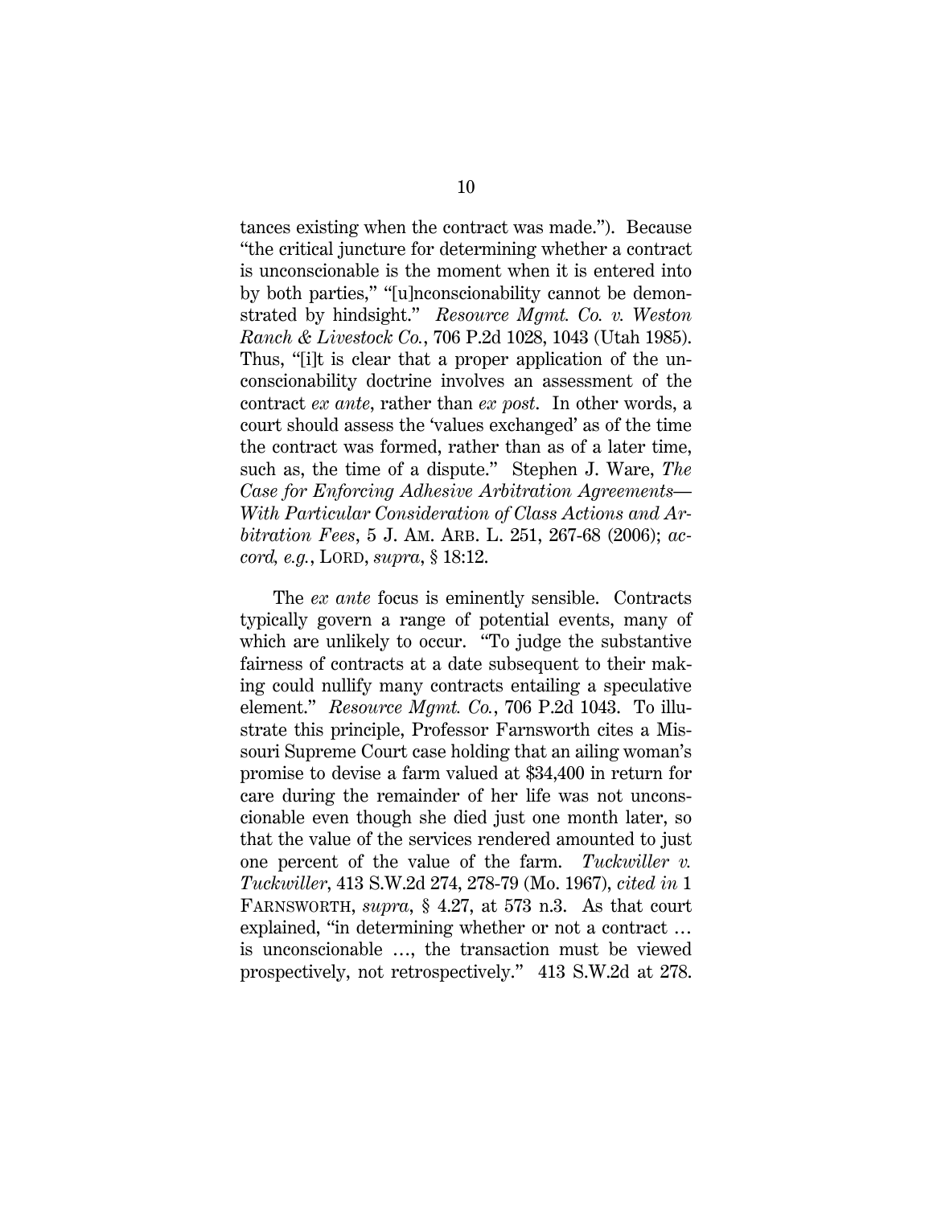tances existing when the contract was made."). Because "the critical juncture for determining whether a contract is unconscionable is the moment when it is entered into by both parties," "[u]nconscionability cannot be demonstrated by hindsight." *Resource Mgmt. Co. v. Weston Ranch & Livestock Co.*, 706 P.2d 1028, 1043 (Utah 1985). Thus, "[i]t is clear that a proper application of the unconscionability doctrine involves an assessment of the contract *ex ante*, rather than *ex post*. In other words, a court should assess the 'values exchanged' as of the time the contract was formed, rather than as of a later time, such as, the time of a dispute." Stephen J. Ware, *The Case for Enforcing Adhesive Arbitration Agreements—With Particular Consideration of Class Actions and Arbitration Fees*, 5 J. AM. ARB. L. 251, 267-68 (2006); *accord, e.g.*, LORD, *supra*, § 18:12.

The *ex ante* focus is eminently sensible. Contracts typically govern a range of potential events, many of which are unlikely to occur. "To judge the substantive fairness of contracts at a date subsequent to their making could nullify many contracts entailing a speculative element." *Resource Mgmt. Co.*, 706 P.2d 1043. To illustrate this principle, Professor Farnsworth cites a Missouri Supreme Court case holding that an ailing woman's promise to devise a farm valued at $34,400 in return for care during the remainder of her life was not unconscionable even though she died just one month later, so that the value of the services rendered amounted to just one percent of the value of the farm. *Tuckwiller v. Tuckwiller*, 413 S.W.2d 274, 278-79 (Mo. 1967), *cited in* 1 FARNSWORTH, *supra*, § 4.27, at 573 n.3. As that court explained, "in determining whether or not a contract … is unconscionable …, the transaction must be viewed prospectively, not retrospectively." 413 S.W.2d at 278.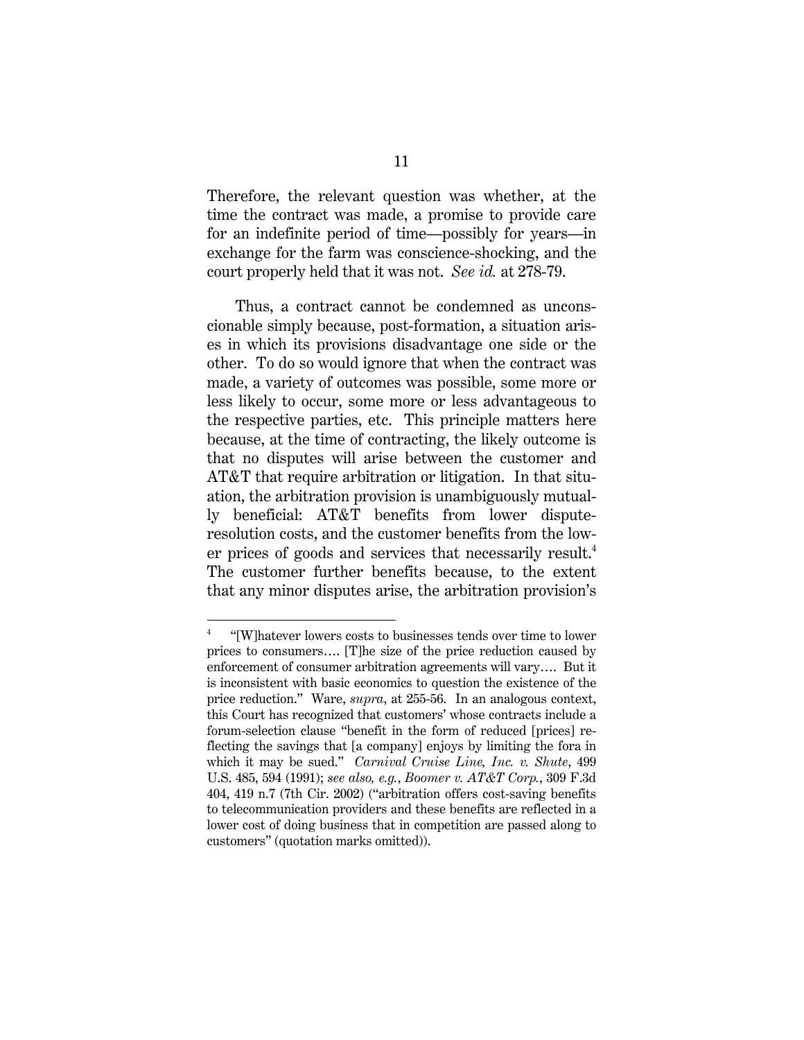Therefore, the relevant question was whether, at the time the contract was made, a promise to provide care for an indefinite period of time—possibly for years—in exchange for the farm was conscience-shocking, and the court properly held that it was not. *See id.* at 278-79.

Thus, a contract cannot be condemned as unconscionable simply because, post-formation, a situation arises in which its provisions disadvantage one side or the other. To do so would ignore that when the contract was made, a variety of outcomes was possible, some more or less likely to occur, some more or less advantageous to the respective parties, etc. This principle matters here because, at the time of contracting, the likely outcome is that no disputes will arise between the customer and AT&T that require arbitration or litigation. In that situation, the arbitration provision is unambiguously mutually beneficial: AT&T benefits from lower dispute-resolution costs, and the customer benefits from the lower prices of goods and services that necessarily result.[4] The customer further benefits because, to the extent that any minor disputes arise, the arbitration provision's

---

[4] "[W]hatever lowers costs to businesses tends over time to lower prices to consumers…. [T]he size of the price reduction caused by enforcement of consumer arbitration agreements will vary…. But it is inconsistent with basic economics to question the existence of the price reduction." Ware, *supra*, at 255-56. In an analogous context, this Court has recognized that customers' whose contracts include a forum-selection clause "benefit in the form of reduced [prices] reflecting the savings that [a company] enjoys by limiting the fora in which it may be sued." *Carnival Cruise Line, Inc. v. Shute*, 499 U.S. 485, 594 (1991); *see also, e.g.*, *Boomer v. AT&T Corp.*, 309 F.3d 404, 419 n.7 (7th Cir. 2002) ("arbitration offers cost-saving benefits to telecommunication providers and these benefits are reflected in a lower cost of doing business that in competition are passed along to customers" (quotation marks omitted)).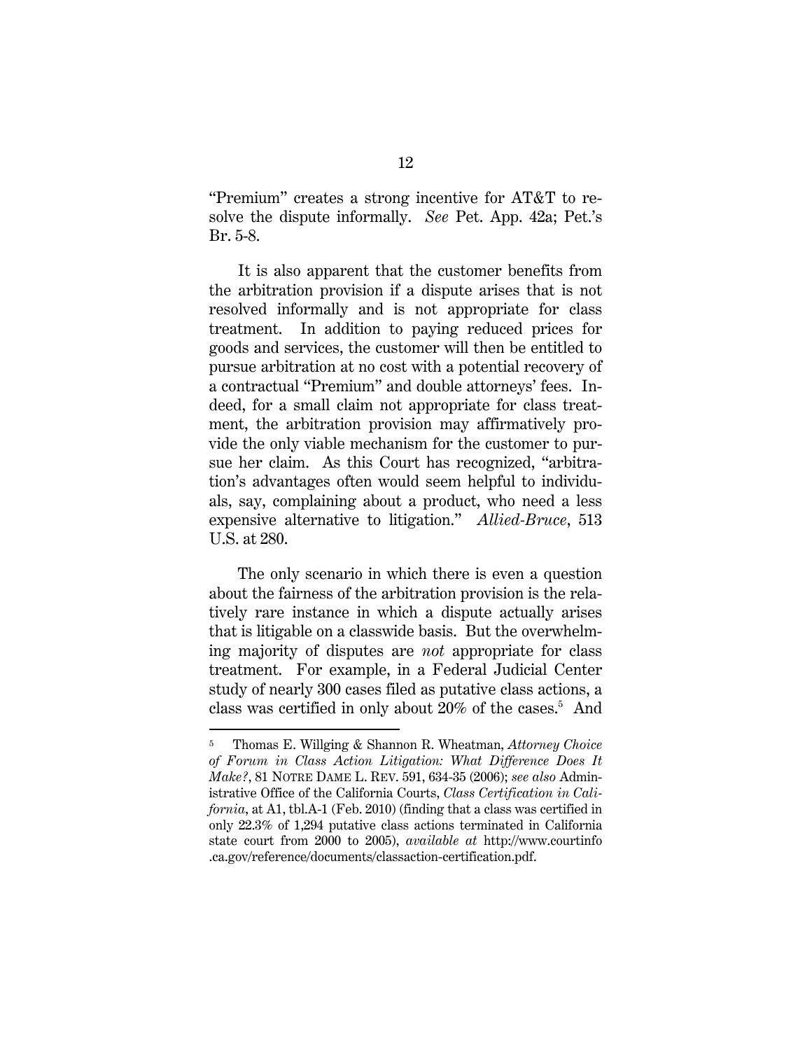"Premium" creates a strong incentive for AT&T to resolve the dispute informally. *See* Pet. App. 42a; Pet.'s Br. 5-8.

It is also apparent that the customer benefits from the arbitration provision if a dispute arises that is not resolved informally and is not appropriate for class treatment. In addition to paying reduced prices for goods and services, the customer will then be entitled to pursue arbitration at no cost with a potential recovery of a contractual "Premium" and double attorneys' fees. Indeed, for a small claim not appropriate for class treatment, the arbitration provision may affirmatively provide the only viable mechanism for the customer to pursue her claim. As this Court has recognized, "arbitration's advantages often would seem helpful to individuals, say, complaining about a product, who need a less expensive alternative to litigation." *Allied-Bruce*, 513 U.S. at 280.

The only scenario in which there is even a question about the fairness of the arbitration provision is the relatively rare instance in which a dispute actually arises that is litigable on a classwide basis. But the overwhelming majority of disputes are *not* appropriate for class treatment. For example, in a Federal Judicial Center study of nearly 300 cases filed as putative class actions, a class was certified in only about 20% of the cases.[5] And

[5] Thomas E. Willging & Shannon R. Wheatman, *Attorney Choice of Forum in Class Action Litigation: What Difference Does It Make?*, 81 NOTRE DAME L. REV. 591, 634-35 (2006); *see also* Administrative Office of the California Courts, *Class Certification in California*, at A1, tbl.A-1 (Feb. 2010) (finding that a class was certified in only 22.3% of 1,294 putative class actions terminated in California state court from 2000 to 2005), *available at* http://www.courtinfo.ca.gov/reference/documents/classaction-certification.pdf.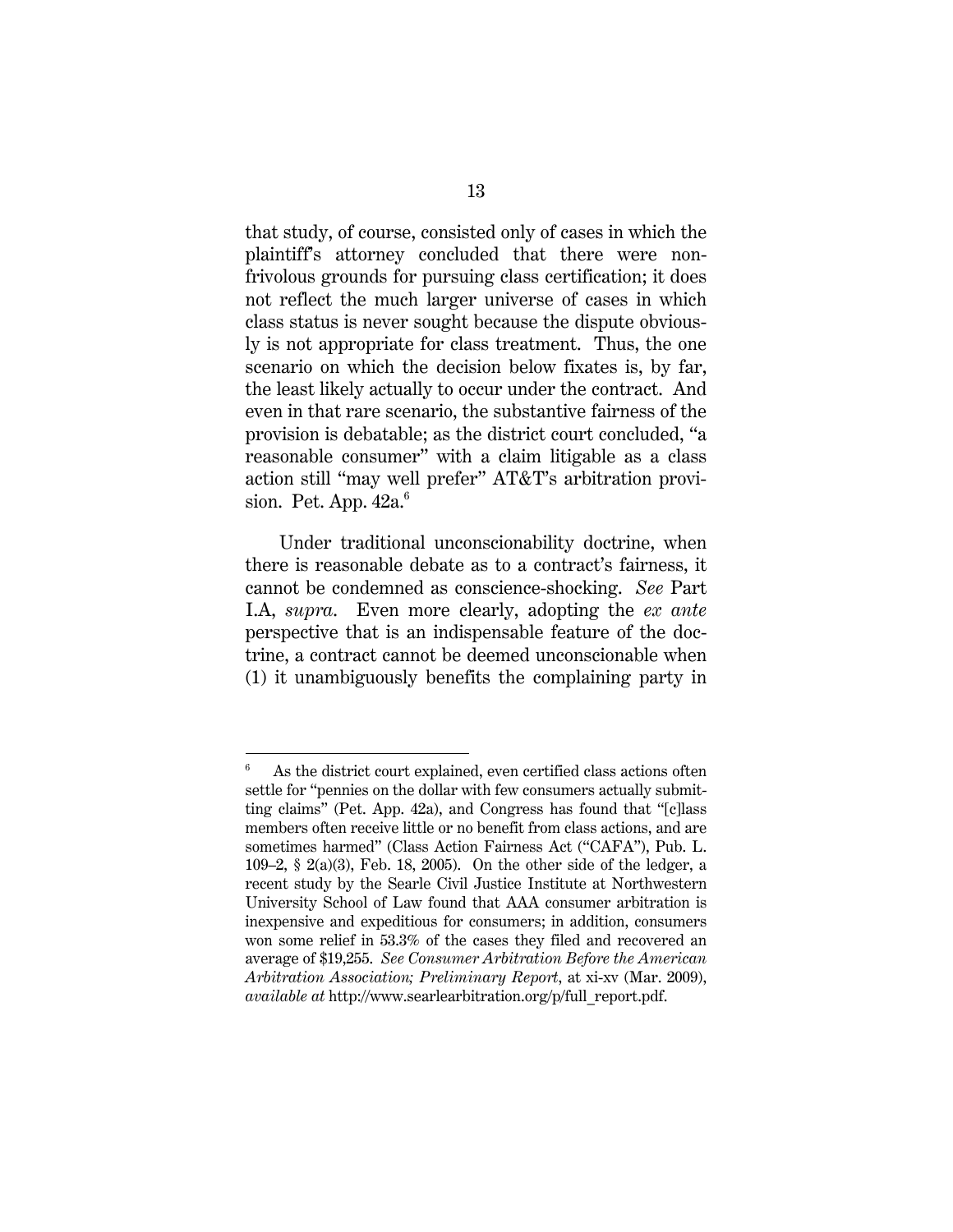that study, of course, consisted only of cases in which the plaintiff's attorney concluded that there were nonfrivolous grounds for pursuing class certification; it does not reflect the much larger universe of cases in which class status is never sought because the dispute obviously is not appropriate for class treatment. Thus, the one scenario on which the decision below fixates is, by far, the least likely actually to occur under the contract. And even in that rare scenario, the substantive fairness of the provision is debatable; as the district court concluded, "a reasonable consumer" with a claim litigable as a class action still "may well prefer" AT&T's arbitration provision. Pet. App. 42a.[6]

Under traditional unconscionability doctrine, when there is reasonable debate as to a contract's fairness, it cannot be condemned as conscience-shocking. *See* Part I.A, *supra*. Even more clearly, adopting the *ex ante* perspective that is an indispensable feature of the doctrine, a contract cannot be deemed unconscionable when (1) it unambiguously benefits the complaining party in

---

[6] As the district court explained, even certified class actions often settle for "pennies on the dollar with few consumers actually submitting claims" (Pet. App. 42a), and Congress has found that "[c]lass members often receive little or no benefit from class actions, and are sometimes harmed" (Class Action Fairness Act ("CAFA"), Pub. L. 109–2, § 2(a)(3), Feb. 18, 2005). On the other side of the ledger, a recent study by the Searle Civil Justice Institute at Northwestern University School of Law found that AAA consumer arbitration is inexpensive and expeditious for consumers; in addition, consumers won some relief in 53.3% of the cases they filed and recovered an average of $19,255. *See Consumer Arbitration Before the American Arbitration Association; Preliminary Report*, at xi-xv (Mar. 2009), *available at* http://www.searlearbitration.org/p/full_report.pdf.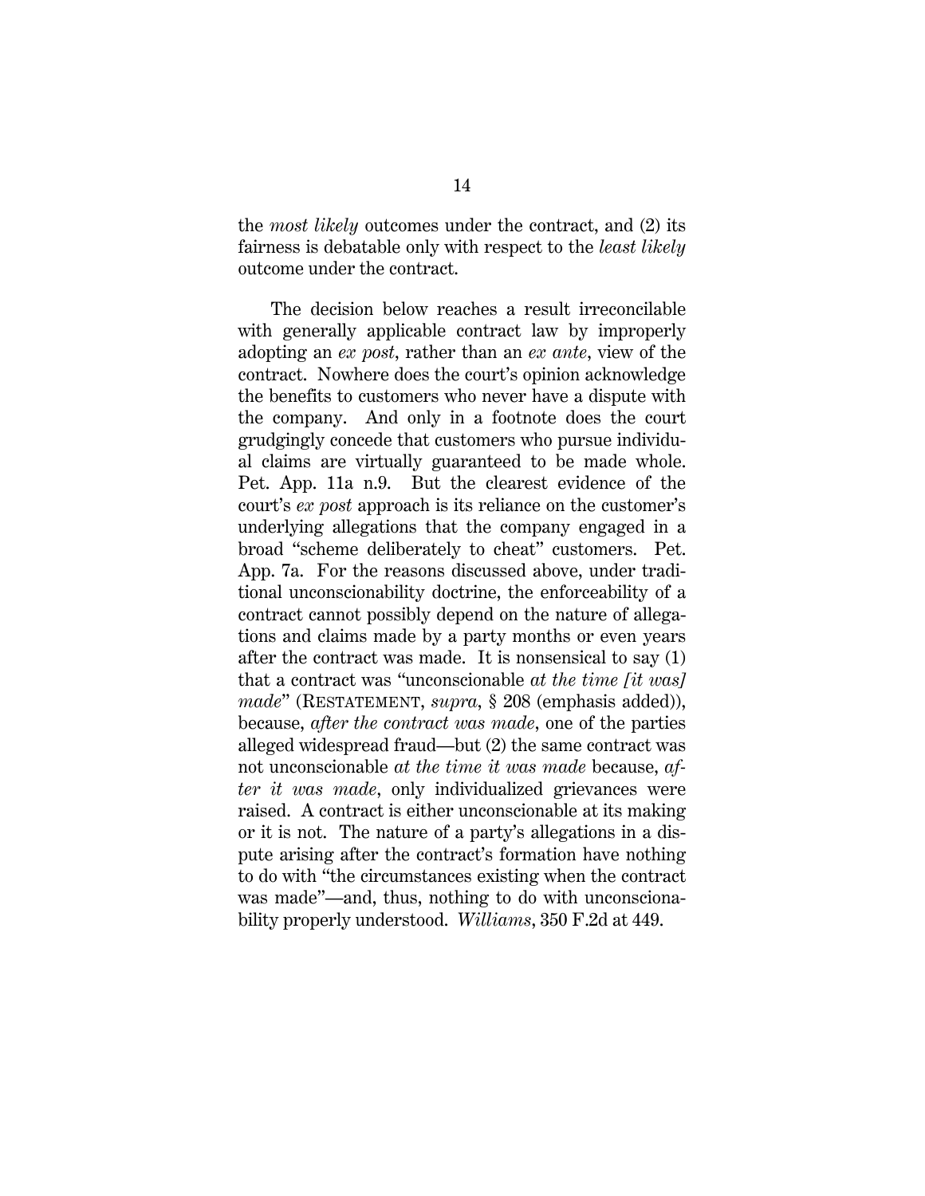the *most likely* outcomes under the contract, and (2) its fairness is debatable only with respect to the *least likely* outcome under the contract.

The decision below reaches a result irreconcilable with generally applicable contract law by improperly adopting an *ex post*, rather than an *ex ante*, view of the contract. Nowhere does the court's opinion acknowledge the benefits to customers who never have a dispute with the company. And only in a footnote does the court grudgingly concede that customers who pursue individual claims are virtually guaranteed to be made whole. Pet. App. 11a n.9. But the clearest evidence of the court's *ex post* approach is its reliance on the customer's underlying allegations that the company engaged in a broad "scheme deliberately to cheat" customers. Pet. App. 7a. For the reasons discussed above, under traditional unconscionability doctrine, the enforceability of a contract cannot possibly depend on the nature of allegations and claims made by a party months or even years after the contract was made. It is nonsensical to say (1) that a contract was "unconscionable *at the time [it was] made*" (RESTATEMENT, *supra*, § 208 (emphasis added)), because, *after the contract was made*, one of the parties alleged widespread fraud—but (2) the same contract was not unconscionable *at the time it was made* because, *after it was made*, only individualized grievances were raised. A contract is either unconscionable at its making or it is not. The nature of a party's allegations in a dispute arising after the contract's formation have nothing to do with "the circumstances existing when the contract was made"—and, thus, nothing to do with unconscionability properly understood. *Williams*, 350 F.2d at 449.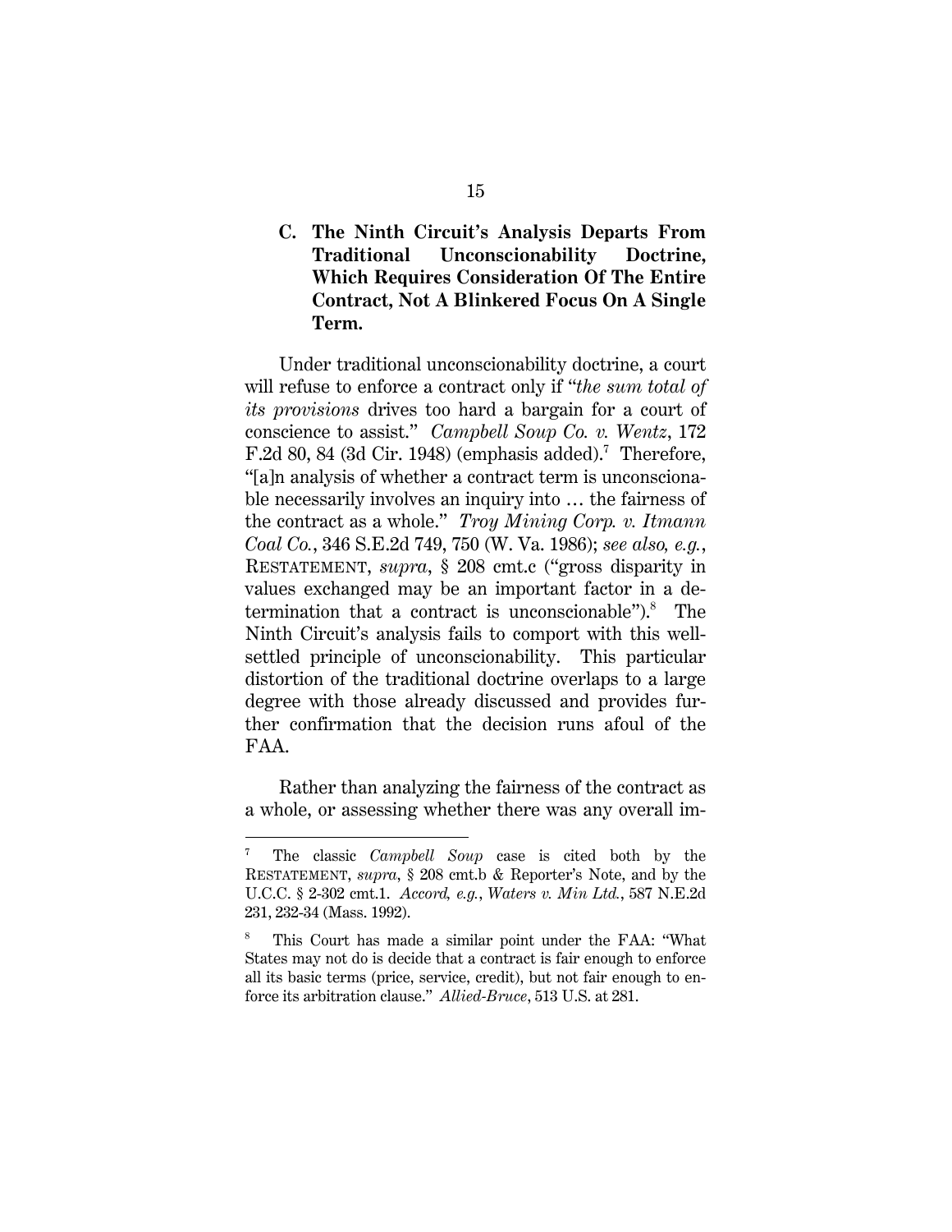### C. The Ninth Circuit's Analysis Departs From Traditional Unconscionability Doctrine, Which Requires Consideration Of The Entire Contract, Not A Blinkered Focus On A Single Term.

Under traditional unconscionability doctrine, a court will refuse to enforce a contract only if "*the sum total of its provisions* drives too hard a bargain for a court of conscience to assist." *Campbell Soup Co. v. Wentz*, 172 F.2d 80, 84 (3d Cir. 1948) (emphasis added).[7] Therefore, "[a]n analysis of whether a contract term is unconscionable necessarily involves an inquiry into … the fairness of the contract as a whole." *Troy Mining Corp. v. Itmann Coal Co.*, 346 S.E.2d 749, 750 (W. Va. 1986); *see also, e.g.*, RESTATEMENT, *supra*, § 208 cmt.c ("gross disparity in values exchanged may be an important factor in a determination that a contract is unconscionable").[8] The Ninth Circuit's analysis fails to comport with this well-settled principle of unconscionability. This particular distortion of the traditional doctrine overlaps to a large degree with those already discussed and provides further confirmation that the decision runs afoul of the FAA.

Rather than analyzing the fairness of the contract as a whole, or assessing whether there was any overall im-

---

[7] The classic *Campbell Soup* case is cited both by the RESTATEMENT, *supra*, § 208 cmt.b & Reporter's Note, and by the U.C.C. § 2-302 cmt.1. *Accord, e.g.*, *Waters v. Min Ltd.*, 587 N.E.2d 231, 232-34 (Mass. 1992).

[8] This Court has made a similar point under the FAA: "What States may not do is decide that a contract is fair enough to enforce all its basic terms (price, service, credit), but not fair enough to enforce its arbitration clause." *Allied-Bruce*, 513 U.S. at 281.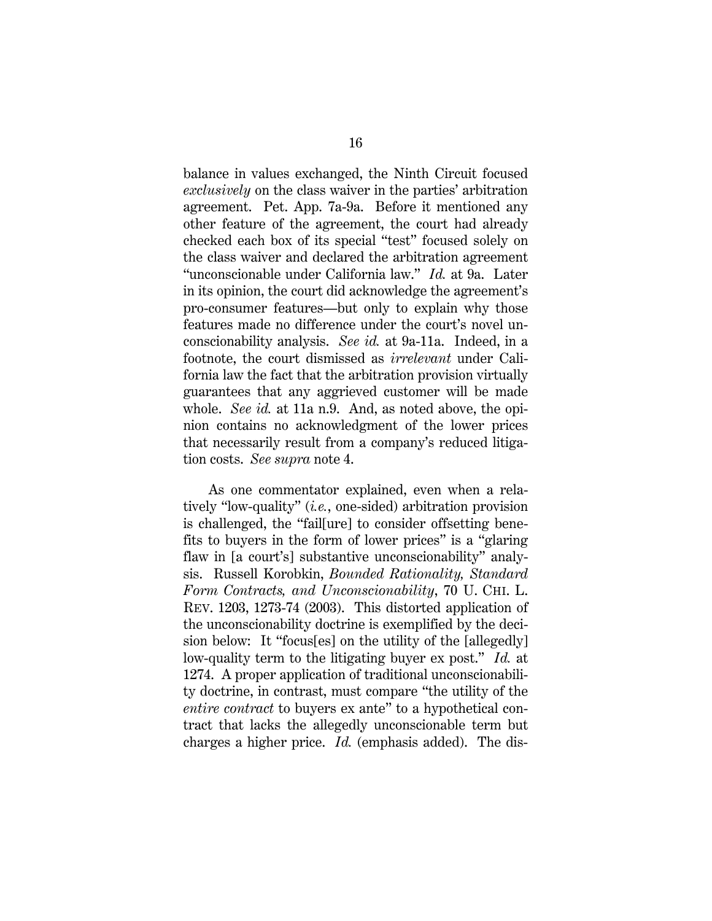balance in values exchanged, the Ninth Circuit focused *exclusively* on the class waiver in the parties' arbitration agreement. Pet. App. 7a-9a. Before it mentioned any other feature of the agreement, the court had already checked each box of its special "test" focused solely on the class waiver and declared the arbitration agreement "unconscionable under California law." *Id.* at 9a. Later in its opinion, the court did acknowledge the agreement's pro-consumer features—but only to explain why those features made no difference under the court's novel unconscionability analysis. *See id.* at 9a-11a. Indeed, in a footnote, the court dismissed as *irrelevant* under California law the fact that the arbitration provision virtually guarantees that any aggrieved customer will be made whole. *See id.* at 11a n.9. And, as noted above, the opinion contains no acknowledgment of the lower prices that necessarily result from a company's reduced litigation costs. *See supra* note 4.

As one commentator explained, even when a relatively "low-quality" (*i.e.*, one-sided) arbitration provision is challenged, the "fail[ure] to consider offsetting benefits to buyers in the form of lower prices" is a "glaring flaw in [a court's] substantive unconscionability" analysis. Russell Korobkin, *Bounded Rationality, Standard Form Contracts, and Unconscionability*, 70 U. CHI. L. REV. 1203, 1273-74 (2003). This distorted application of the unconscionability doctrine is exemplified by the decision below: It "focus[es] on the utility of the [allegedly] low-quality term to the litigating buyer ex post." *Id.* at 1274. A proper application of traditional unconscionability doctrine, in contrast, must compare "the utility of the *entire contract* to buyers ex ante" to a hypothetical contract that lacks the allegedly unconscionable term but charges a higher price. *Id.* (emphasis added). The dis-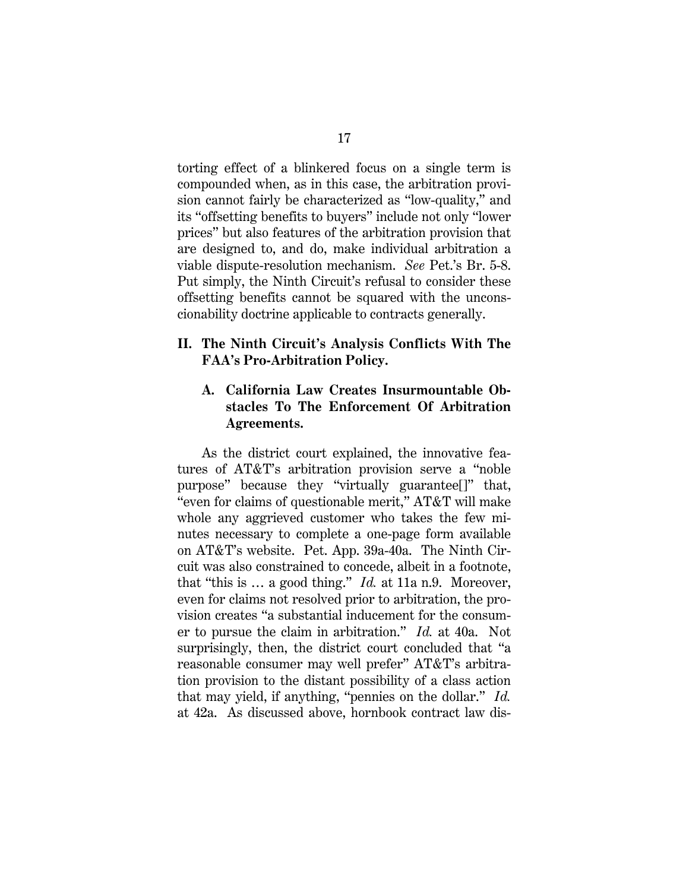torting effect of a blinkered focus on a single term is compounded when, as in this case, the arbitration provision cannot fairly be characterized as "low-quality," and its "offsetting benefits to buyers" include not only "lower prices" but also features of the arbitration provision that are designed to, and do, make individual arbitration a viable dispute-resolution mechanism. *See* Pet.'s Br. 5-8. Put simply, the Ninth Circuit's refusal to consider these offsetting benefits cannot be squared with the unconscionability doctrine applicable to contracts generally.

## II. The Ninth Circuit's Analysis Conflicts With The FAA's Pro-Arbitration Policy.

### A. California Law Creates Insurmountable Obstacles To The Enforcement Of Arbitration Agreements.

As the district court explained, the innovative features of AT&T's arbitration provision serve a "noble purpose" because they "virtually guarantee[]" that, "even for claims of questionable merit," AT&T will make whole any aggrieved customer who takes the few minutes necessary to complete a one-page form available on AT&T's website. Pet. App. 39a-40a. The Ninth Circuit was also constrained to concede, albeit in a footnote, that "this is … a good thing." *Id.* at 11a n.9. Moreover, even for claims not resolved prior to arbitration, the provision creates "a substantial inducement for the consumer to pursue the claim in arbitration." *Id.* at 40a. Not surprisingly, then, the district court concluded that "a reasonable consumer may well prefer" AT&T's arbitration provision to the distant possibility of a class action that may yield, if anything, "pennies on the dollar." *Id.* at 42a. As discussed above, hornbook contract law dis-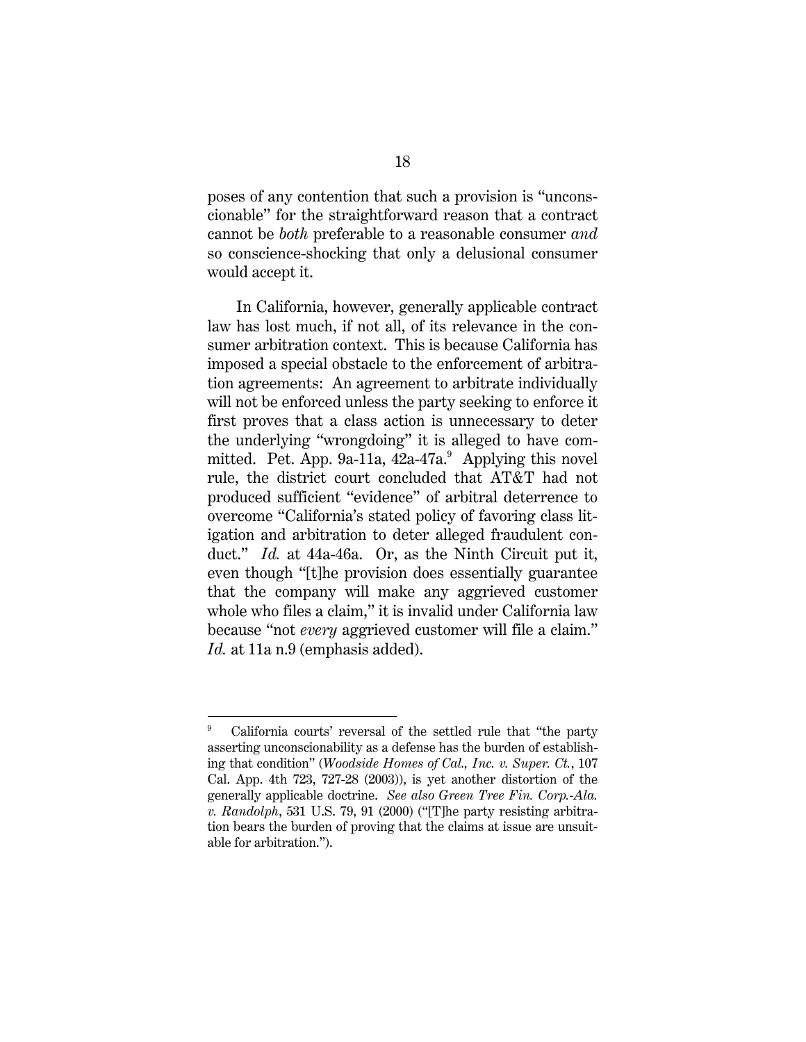poses of any contention that such a provision is "unconscionable" for the straightforward reason that a contract cannot be *both* preferable to a reasonable consumer *and* so conscience-shocking that only a delusional consumer would accept it.

In California, however, generally applicable contract law has lost much, if not all, of its relevance in the consumer arbitration context. This is because California has imposed a special obstacle to the enforcement of arbitration agreements: An agreement to arbitrate individually will not be enforced unless the party seeking to enforce it first proves that a class action is unnecessary to deter the underlying "wrongdoing" it is alleged to have committed. Pet. App. 9a-11a, 42a-47a.[9] Applying this novel rule, the district court concluded that AT&T had not produced sufficient "evidence" of arbitral deterrence to overcome "California's stated policy of favoring class litigation and arbitration to deter alleged fraudulent conduct." *Id.* at 44a-46a. Or, as the Ninth Circuit put it, even though "[t]he provision does essentially guarantee that the company will make any aggrieved customer whole who files a claim," it is invalid under California law because "not *every* aggrieved customer will file a claim." *Id.* at 11a n.9 (emphasis added).

---

[9] California courts' reversal of the settled rule that "the party asserting unconscionability as a defense has the burden of establishing that condition" (*Woodside Homes of Cal., Inc. v. Super. Ct.*, 107 Cal. App. 4th 723, 727-28 (2003)), is yet another distortion of the generally applicable doctrine. *See also Green Tree Fin. Corp.-Ala. v. Randolph*, 531 U.S. 79, 91 (2000) ("[T]he party resisting arbitration bears the burden of proving that the claims at issue are unsuitable for arbitration.").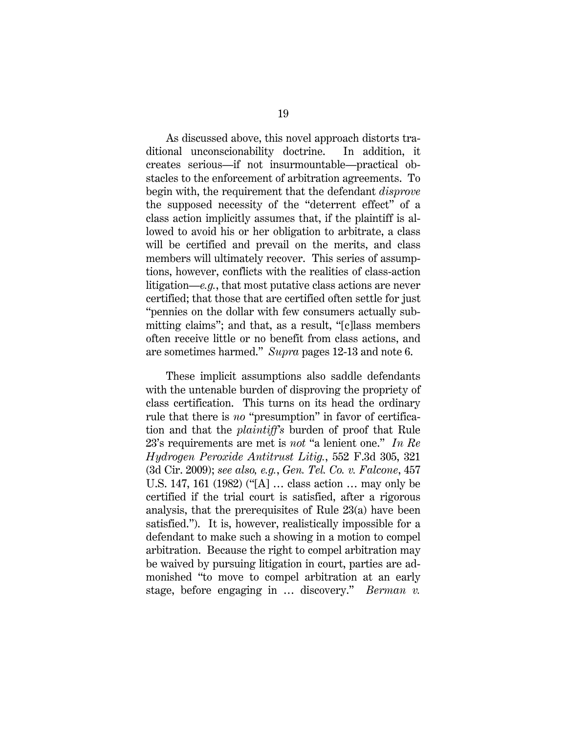As discussed above, this novel approach distorts traditional unconscionability doctrine. In addition, it creates serious—if not insurmountable—practical obstacles to the enforcement of arbitration agreements. To begin with, the requirement that the defendant *disprove* the supposed necessity of the "deterrent effect" of a class action implicitly assumes that, if the plaintiff is allowed to avoid his or her obligation to arbitrate, a class will be certified and prevail on the merits, and class members will ultimately recover. This series of assumptions, however, conflicts with the realities of class-action litigation—*e.g.*, that most putative class actions are never certified; that those that are certified often settle for just "pennies on the dollar with few consumers actually submitting claims"; and that, as a result, "[c]lass members often receive little or no benefit from class actions, and are sometimes harmed." *Supra* pages 12-13 and note 6.

These implicit assumptions also saddle defendants with the untenable burden of disproving the propriety of class certification. This turns on its head the ordinary rule that there is *no* "presumption" in favor of certification and that the *plaintiff's* burden of proof that Rule 23's requirements are met is *not* "a lenient one." *In Re Hydrogen Peroxide Antitrust Litig.*, 552 F.3d 305, 321 (3d Cir. 2009); *see also, e.g.*, *Gen. Tel. Co. v. Falcone*, 457 U.S. 147, 161 (1982) ("[A] … class action … may only be certified if the trial court is satisfied, after a rigorous analysis, that the prerequisites of Rule 23(a) have been satisfied."). It is, however, realistically impossible for a defendant to make such a showing in a motion to compel arbitration. Because the right to compel arbitration may be waived by pursuing litigation in court, parties are admonished "to move to compel arbitration at an early stage, before engaging in … discovery." *Berman v.*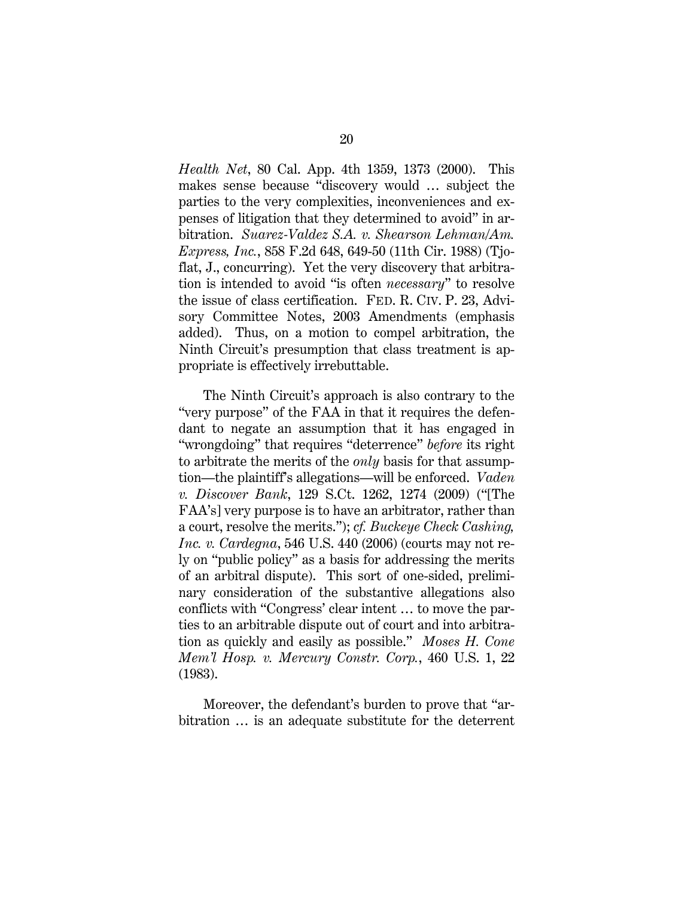*Health Net*, 80 Cal. App. 4th 1359, 1373 (2000). This makes sense because "discovery would … subject the parties to the very complexities, inconveniences and expenses of litigation that they determined to avoid" in arbitration. *Suarez-Valdez S.A. v. Shearson Lehman/Am. Express, Inc.*, 858 F.2d 648, 649-50 (11th Cir. 1988) (Tjoflat, J., concurring). Yet the very discovery that arbitration is intended to avoid "is often *necessary*" to resolve the issue of class certification. FED. R. CIV. P. 23, Advisory Committee Notes, 2003 Amendments (emphasis added). Thus, on a motion to compel arbitration, the Ninth Circuit's presumption that class treatment is appropriate is effectively irrebuttable.

The Ninth Circuit's approach is also contrary to the "very purpose" of the FAA in that it requires the defendant to negate an assumption that it has engaged in "wrongdoing" that requires "deterrence" *before* its right to arbitrate the merits of the *only* basis for that assumption—the plaintiff's allegations—will be enforced. *Vaden v. Discover Bank*, 129 S.Ct. 1262, 1274 (2009) ("[The FAA's] very purpose is to have an arbitrator, rather than a court, resolve the merits."); *cf. Buckeye Check Cashing, Inc. v. Cardegna*, 546 U.S. 440 (2006) (courts may not rely on "public policy" as a basis for addressing the merits of an arbitral dispute). This sort of one-sided, preliminary consideration of the substantive allegations also conflicts with "Congress' clear intent … to move the parties to an arbitrable dispute out of court and into arbitration as quickly and easily as possible." *Moses H. Cone Mem'l Hosp. v. Mercury Constr. Corp.*, 460 U.S. 1, 22 (1983).

Moreover, the defendant's burden to prove that "arbitration … is an adequate substitute for the deterrent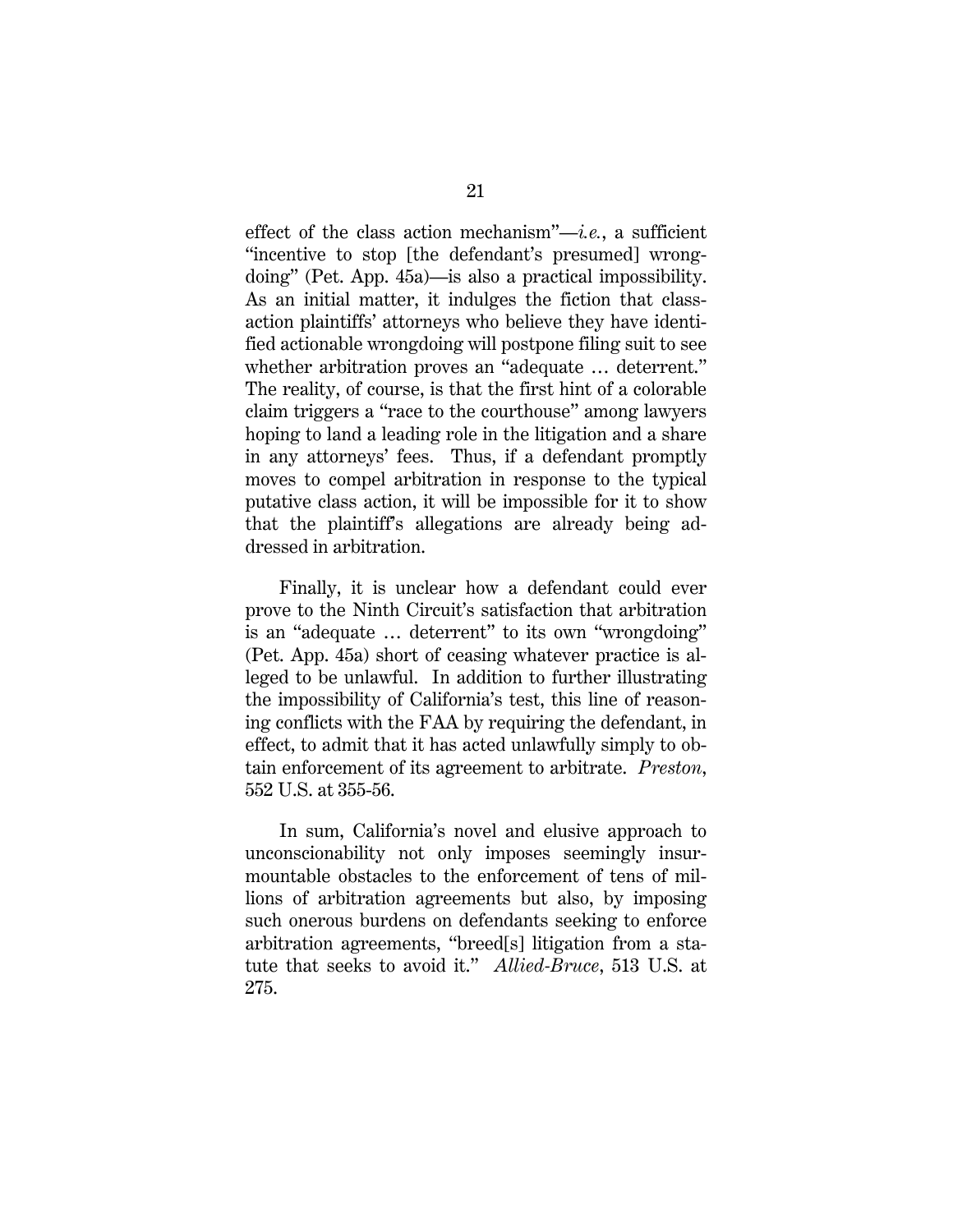effect of the class action mechanism"—*i.e.*, a sufficient "incentive to stop [the defendant's presumed] wrongdoing" (Pet. App. 45a)—is also a practical impossibility. As an initial matter, it indulges the fiction that class-action plaintiffs' attorneys who believe they have identified actionable wrongdoing will postpone filing suit to see whether arbitration proves an "adequate … deterrent." The reality, of course, is that the first hint of a colorable claim triggers a "race to the courthouse" among lawyers hoping to land a leading role in the litigation and a share in any attorneys' fees. Thus, if a defendant promptly moves to compel arbitration in response to the typical putative class action, it will be impossible for it to show that the plaintiff's allegations are already being addressed in arbitration.

Finally, it is unclear how a defendant could ever prove to the Ninth Circuit's satisfaction that arbitration is an "adequate … deterrent" to its own "wrongdoing" (Pet. App. 45a) short of ceasing whatever practice is alleged to be unlawful. In addition to further illustrating the impossibility of California's test, this line of reasoning conflicts with the FAA by requiring the defendant, in effect, to admit that it has acted unlawfully simply to obtain enforcement of its agreement to arbitrate. *Preston*, 552 U.S. at 355-56.

In sum, California's novel and elusive approach to unconscionability not only imposes seemingly insurmountable obstacles to the enforcement of tens of millions of arbitration agreements but also, by imposing such onerous burdens on defendants seeking to enforce arbitration agreements, "breed[s] litigation from a statute that seeks to avoid it." *Allied-Bruce*, 513 U.S. at 275.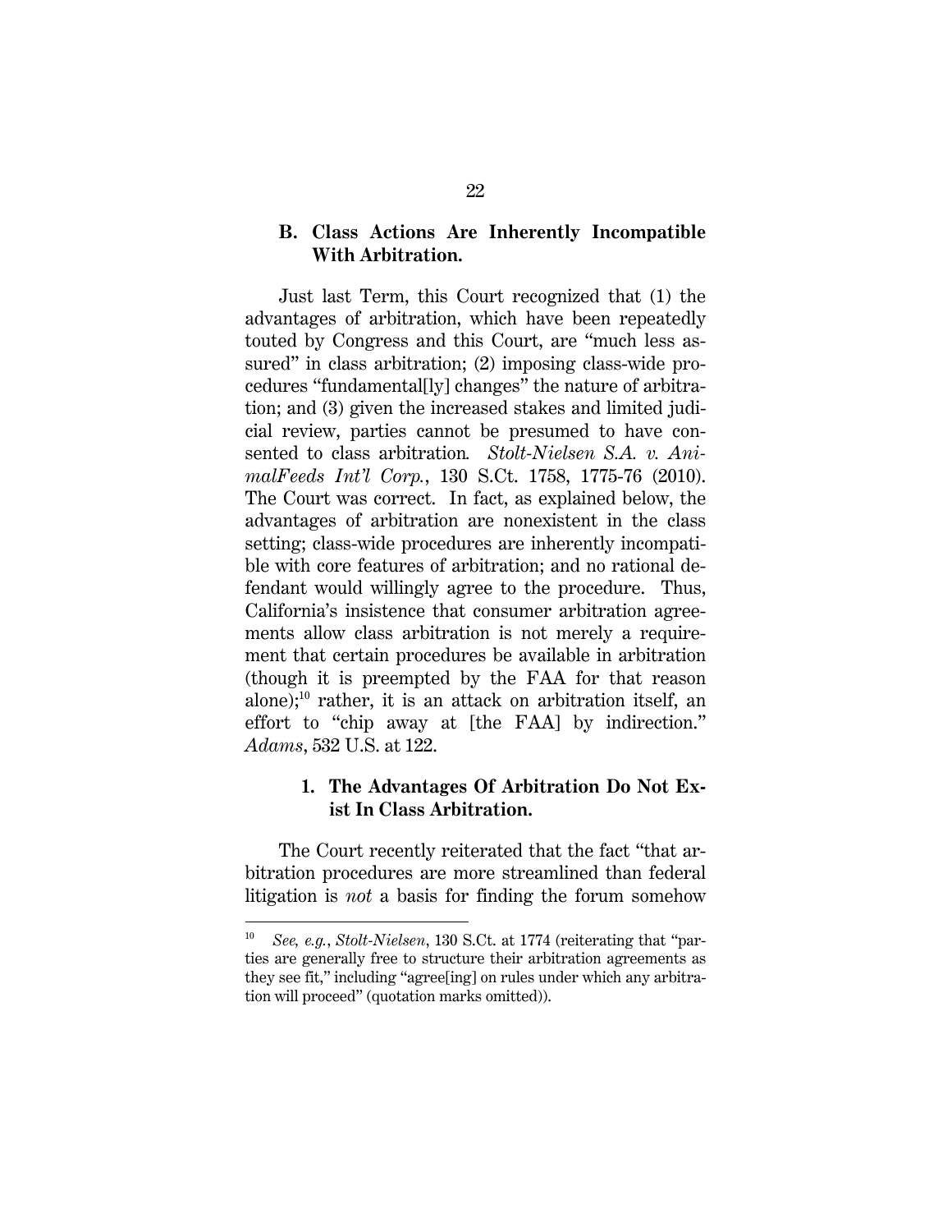### B. Class Actions Are Inherently Incompatible With Arbitration.

Just last Term, this Court recognized that (1) the advantages of arbitration, which have been repeatedly touted by Congress and this Court, are "much less assured" in class arbitration; (2) imposing class-wide procedures "fundamental[ly] changes" the nature of arbitration; and (3) given the increased stakes and limited judicial review, parties cannot be presumed to have consented to class arbitration. *Stolt-Nielsen S.A. v. AnimalFeeds Int'l Corp.*, 130 S.Ct. 1758, 1775-76 (2010). The Court was correct. In fact, as explained below, the advantages of arbitration are nonexistent in the class setting; class-wide procedures are inherently incompatible with core features of arbitration; and no rational defendant would willingly agree to the procedure. Thus, California's insistence that consumer arbitration agreements allow class arbitration is not merely a requirement that certain procedures be available in arbitration (though it is preempted by the FAA for that reason alone);[10] rather, it is an attack on arbitration itself, an effort to "chip away at [the FAA] by indirection." *Adams*, 532 U.S. at 122.

#### 1. The Advantages Of Arbitration Do Not Exist In Class Arbitration.

The Court recently reiterated that the fact "that arbitration procedures are more streamlined than federal litigation is *not* a basis for finding the forum somehow

[10] *See, e.g.*, *Stolt-Nielsen*, 130 S.Ct. at 1774 (reiterating that "parties are generally free to structure their arbitration agreements as they see fit," including "agree[ing] on rules under which any arbitration will proceed" (quotation marks omitted)).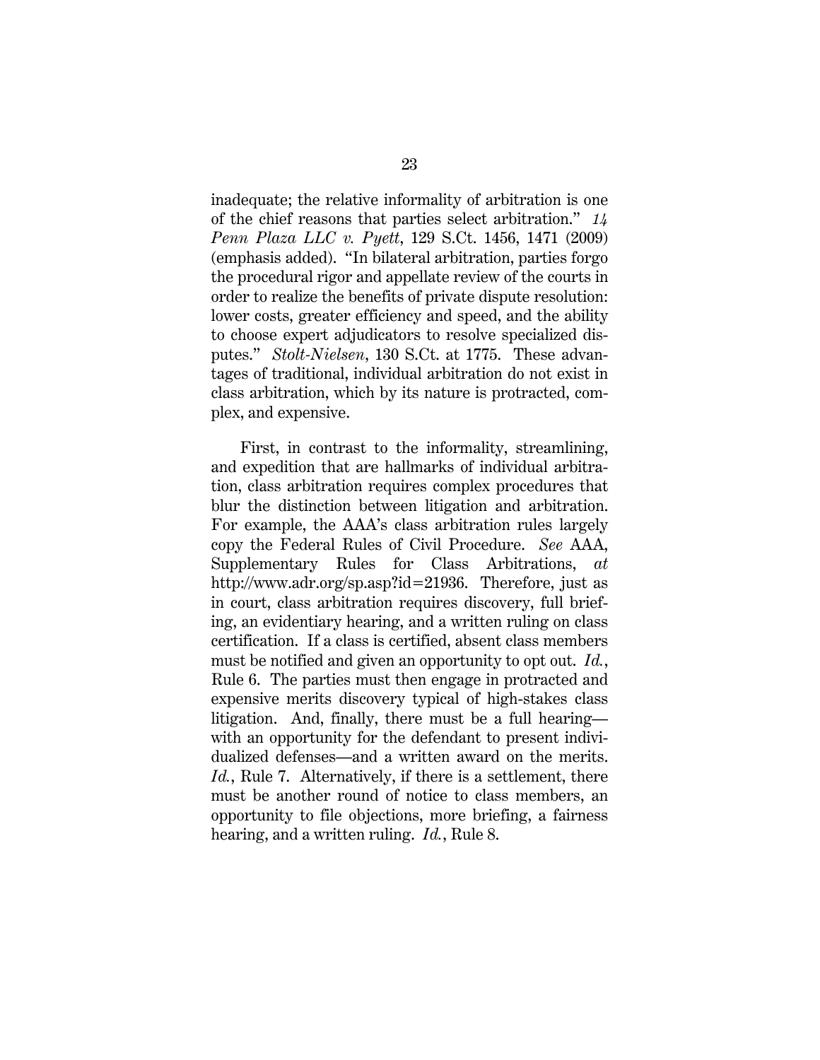inadequate; the relative informality of arbitration is one of the chief reasons that parties select arbitration." *14 Penn Plaza LLC v. Pyett*, 129 S.Ct. 1456, 1471 (2009) (emphasis added). "In bilateral arbitration, parties forgo the procedural rigor and appellate review of the courts in order to realize the benefits of private dispute resolution: lower costs, greater efficiency and speed, and the ability to choose expert adjudicators to resolve specialized disputes." *Stolt-Nielsen*, 130 S.Ct. at 1775. These advantages of traditional, individual arbitration do not exist in class arbitration, which by its nature is protracted, complex, and expensive.

First, in contrast to the informality, streamlining, and expedition that are hallmarks of individual arbitration, class arbitration requires complex procedures that blur the distinction between litigation and arbitration. For example, the AAA's class arbitration rules largely copy the Federal Rules of Civil Procedure. *See* AAA, Supplementary Rules for Class Arbitrations, *at* http://www.adr.org/sp.asp?id=21936. Therefore, just as in court, class arbitration requires discovery, full briefing, an evidentiary hearing, and a written ruling on class certification. If a class is certified, absent class members must be notified and given an opportunity to opt out. *Id.*, Rule 6. The parties must then engage in protracted and expensive merits discovery typical of high-stakes class litigation. And, finally, there must be a full hearing—with an opportunity for the defendant to present individualized defenses—and a written award on the merits. *Id.*, Rule 7. Alternatively, if there is a settlement, there must be another round of notice to class members, an opportunity to file objections, more briefing, a fairness hearing, and a written ruling. *Id.*, Rule 8.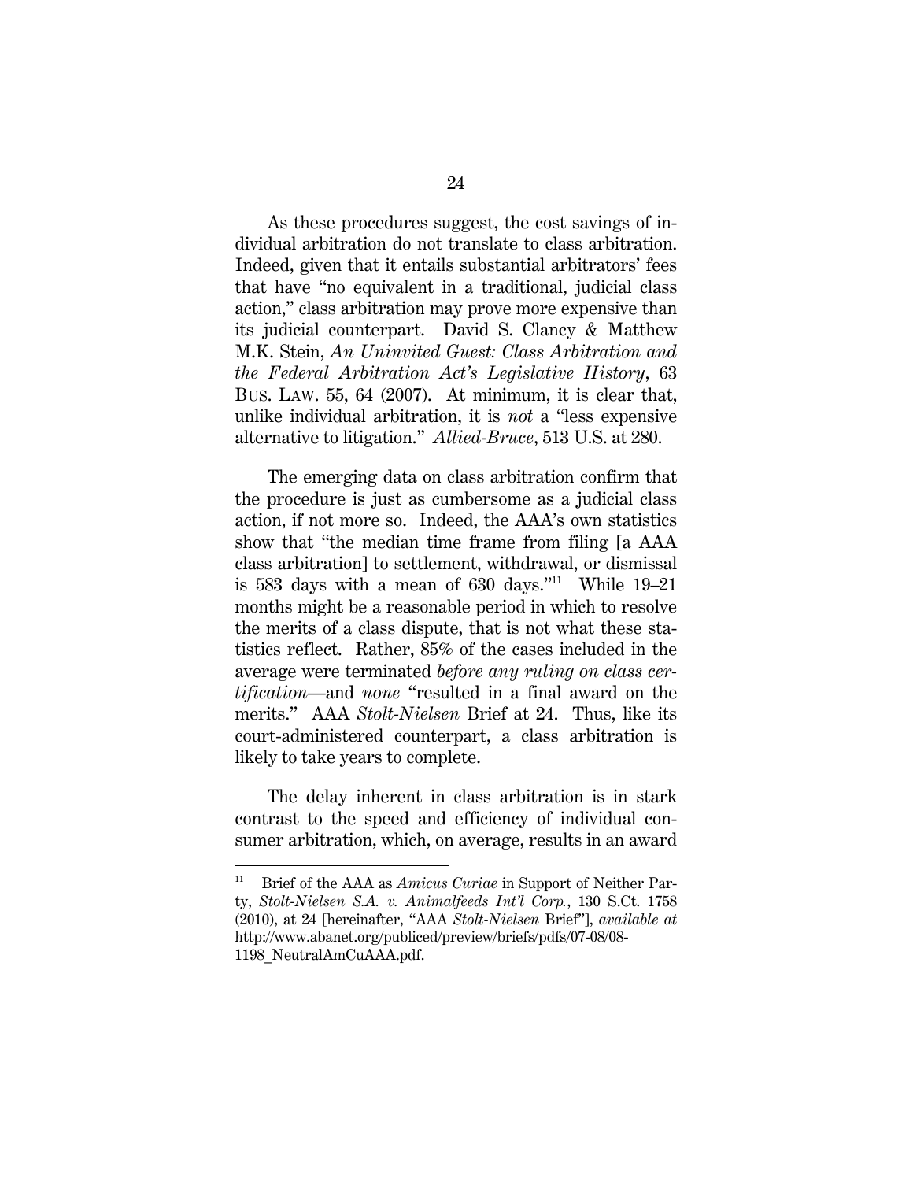As these procedures suggest, the cost savings of individual arbitration do not translate to class arbitration. Indeed, given that it entails substantial arbitrators' fees that have "no equivalent in a traditional, judicial class action," class arbitration may prove more expensive than its judicial counterpart. David S. Clancy & Matthew M.K. Stein, *An Uninvited Guest: Class Arbitration and the Federal Arbitration Act's Legislative History*, 63 BUS. LAW. 55, 64 (2007). At minimum, it is clear that, unlike individual arbitration, it is *not* a "less expensive alternative to litigation." *Allied-Bruce*, 513 U.S. at 280.

The emerging data on class arbitration confirm that the procedure is just as cumbersome as a judicial class action, if not more so. Indeed, the AAA's own statistics show that "the median time frame from filing [a AAA class arbitration] to settlement, withdrawal, or dismissal is 583 days with a mean of 630 days."[11] While 19–21 months might be a reasonable period in which to resolve the merits of a class dispute, that is not what these statistics reflect. Rather, 85% of the cases included in the average were terminated *before any ruling on class certification*—and *none* "resulted in a final award on the merits." AAA *Stolt-Nielsen* Brief at 24. Thus, like its court-administered counterpart, a class arbitration is likely to take years to complete.

The delay inherent in class arbitration is in stark contrast to the speed and efficiency of individual consumer arbitration, which, on average, results in an award

---

[11] Brief of the AAA as *Amicus Curiae* in Support of Neither Party, *Stolt-Nielsen S.A. v. Animalfeeds Int'l Corp.*, 130 S.Ct. 1758 (2010), at 24 [hereinafter, "AAA *Stolt-Nielsen* Brief"], *available at* http://www.abanet.org/publiced/preview/briefs/pdfs/07-08/08-1198_NeutralAmCuAAA.pdf.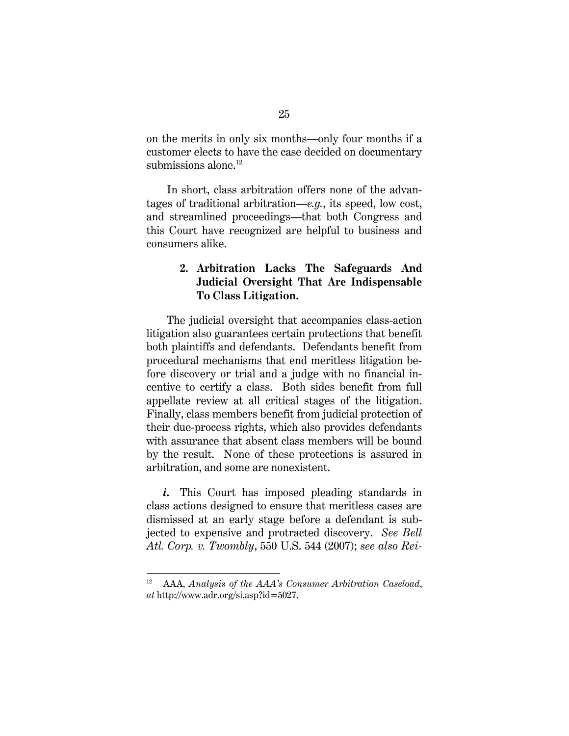on the merits in only six months—only four months if a customer elects to have the case decided on documentary submissions alone.[12]

In short, class arbitration offers none of the advantages of traditional arbitration—*e.g.*, its speed, low cost, and streamlined proceedings—that both Congress and this Court have recognized are helpful to business and consumers alike.

### 2. Arbitration Lacks The Safeguards And Judicial Oversight That Are Indispensable To Class Litigation.

The judicial oversight that accompanies class-action litigation also guarantees certain protections that benefit both plaintiffs and defendants. Defendants benefit from procedural mechanisms that end meritless litigation before discovery or trial and a judge with no financial incentive to certify a class. Both sides benefit from full appellate review at all critical stages of the litigation. Finally, class members benefit from judicial protection of their due-process rights, which also provides defendants with assurance that absent class members will be bound by the result. None of these protections is assured in arbitration, and some are nonexistent.

***i.*** This Court has imposed pleading standards in class actions designed to ensure that meritless cases are dismissed at an early stage before a defendant is subjected to expensive and protracted discovery. *See Bell Atl. Corp. v. Twombly*, 550 U.S. 544 (2007); *see also Rei-*

---

[12] AAA, *Analysis of the AAA's Consumer Arbitration Caseload*, *at* http://www.adr.org/si.asp?id=5027.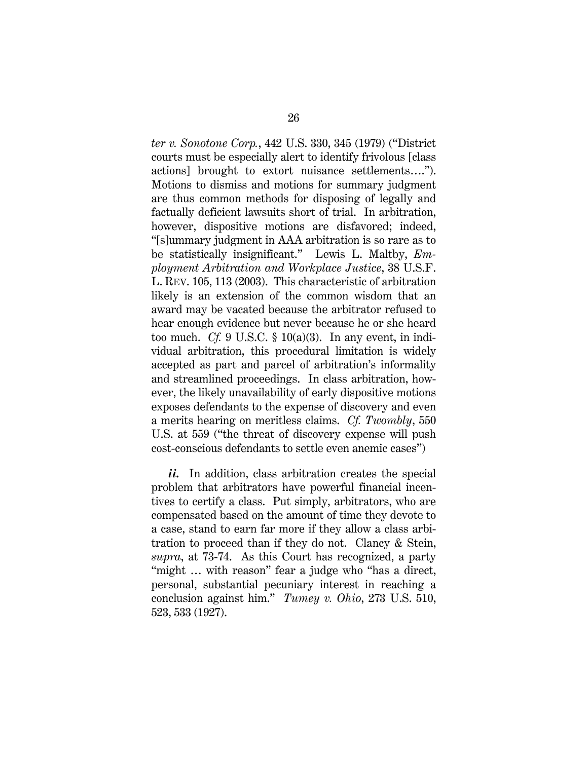*ter v. Sonotone Corp.*, 442 U.S. 330, 345 (1979) ("District courts must be especially alert to identify frivolous [class actions] brought to extort nuisance settlements…."). Motions to dismiss and motions for summary judgment are thus common methods for disposing of legally and factually deficient lawsuits short of trial. In arbitration, however, dispositive motions are disfavored; indeed, "[s]ummary judgment in AAA arbitration is so rare as to be statistically insignificant." Lewis L. Maltby, *Employment Arbitration and Workplace Justice*, 38 U.S.F. L. REV. 105, 113 (2003). This characteristic of arbitration likely is an extension of the common wisdom that an award may be vacated because the arbitrator refused to hear enough evidence but never because he or she heard too much. *Cf.* 9 U.S.C. § 10(a)(3). In any event, in individual arbitration, this procedural limitation is widely accepted as part and parcel of arbitration's informality and streamlined proceedings. In class arbitration, however, the likely unavailability of early dispositive motions exposes defendants to the expense of discovery and even a merits hearing on meritless claims. *Cf. Twombly*, 550 U.S. at 559 ("the threat of discovery expense will push cost-conscious defendants to settle even anemic cases")

***ii.*** In addition, class arbitration creates the special problem that arbitrators have powerful financial incentives to certify a class. Put simply, arbitrators, who are compensated based on the amount of time they devote to a case, stand to earn far more if they allow a class arbitration to proceed than if they do not. Clancy & Stein, *supra*, at 73-74. As this Court has recognized, a party "might … with reason" fear a judge who "has a direct, personal, substantial pecuniary interest in reaching a conclusion against him." *Tumey v. Ohio*, 273 U.S. 510, 523, 533 (1927).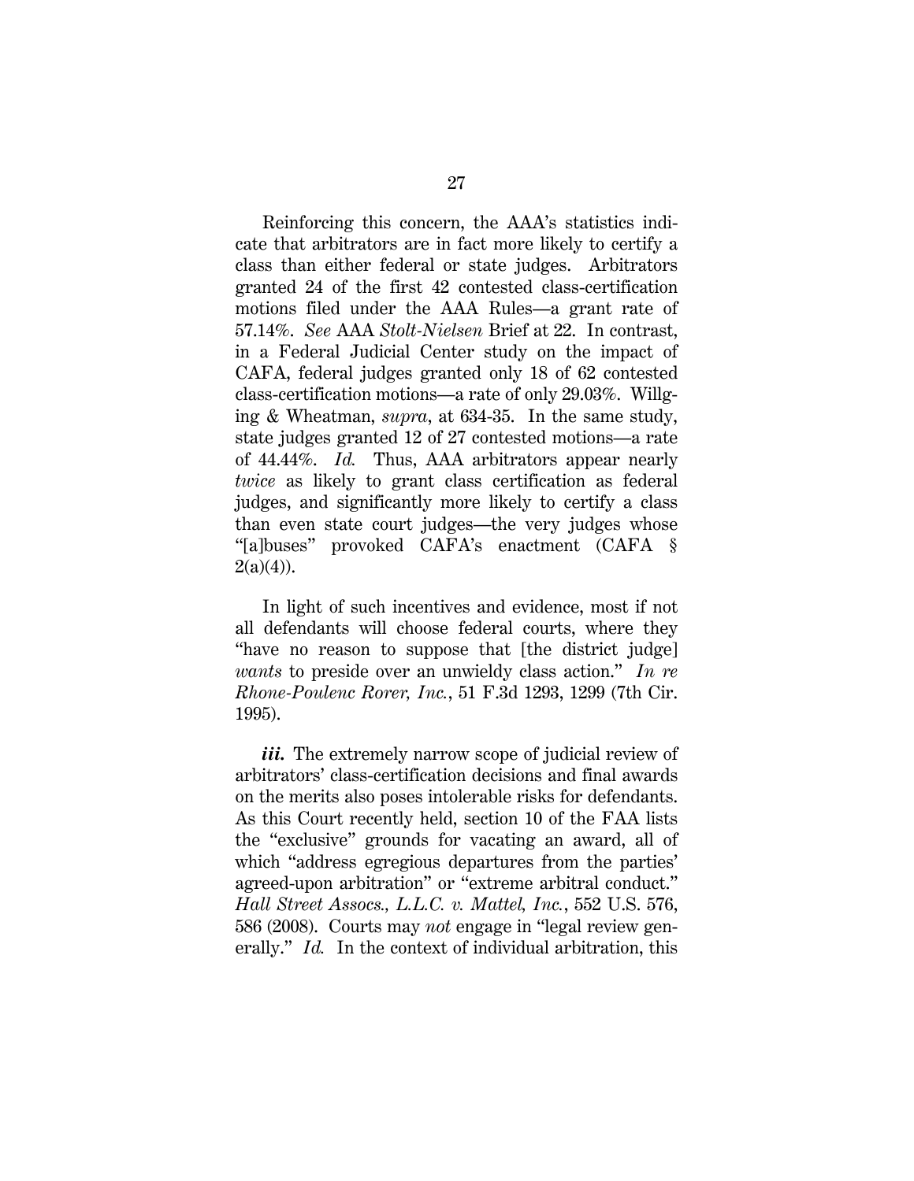Reinforcing this concern, the AAA's statistics indicate that arbitrators are in fact more likely to certify a class than either federal or state judges. Arbitrators granted 24 of the first 42 contested class-certification motions filed under the AAA Rules—a grant rate of 57.14%. *See* AAA *Stolt-Nielsen* Brief at 22. In contrast, in a Federal Judicial Center study on the impact of CAFA, federal judges granted only 18 of 62 contested class-certification motions—a rate of only 29.03%. Willging & Wheatman, *supra*, at 634-35. In the same study, state judges granted 12 of 27 contested motions—a rate of 44.44%. *Id.* Thus, AAA arbitrators appear nearly *twice* as likely to grant class certification as federal judges, and significantly more likely to certify a class than even state court judges—the very judges whose "[a]buses" provoked CAFA's enactment (CAFA § 2(a)(4)).

In light of such incentives and evidence, most if not all defendants will choose federal courts, where they "have no reason to suppose that [the district judge] *wants* to preside over an unwieldy class action." *In re Rhone-Poulenc Rorer, Inc.*, 51 F.3d 1293, 1299 (7th Cir. 1995).

***iii.*** The extremely narrow scope of judicial review of arbitrators' class-certification decisions and final awards on the merits also poses intolerable risks for defendants. As this Court recently held, section 10 of the FAA lists the "exclusive" grounds for vacating an award, all of which "address egregious departures from the parties' agreed-upon arbitration" or "extreme arbitral conduct." *Hall Street Assocs., L.L.C. v. Mattel, Inc.*, 552 U.S. 576, 586 (2008). Courts may *not* engage in "legal review generally." *Id.* In the context of individual arbitration, this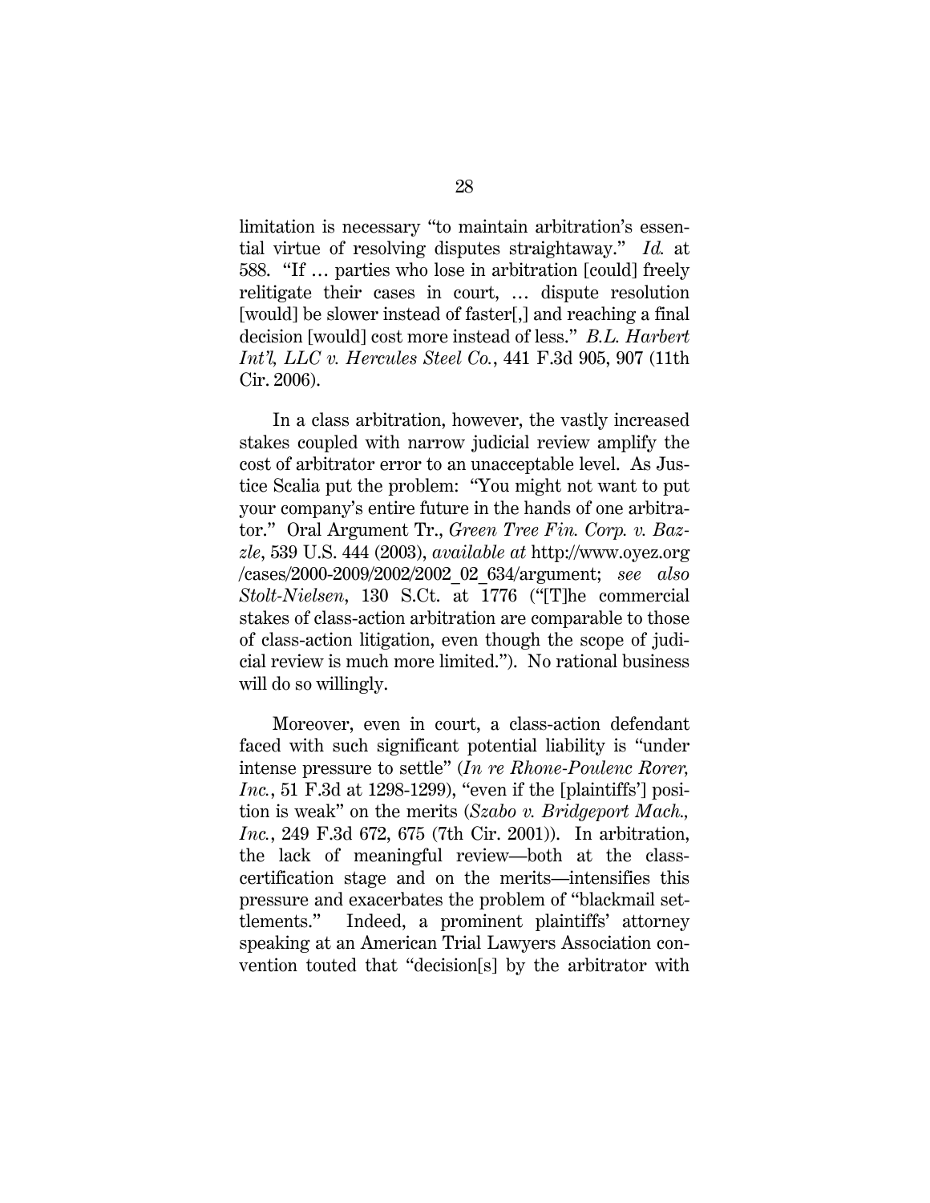limitation is necessary "to maintain arbitration's essential virtue of resolving disputes straightaway." *Id.* at 588. "If … parties who lose in arbitration [could] freely relitigate their cases in court, … dispute resolution [would] be slower instead of faster[,] and reaching a final decision [would] cost more instead of less." *B.L. Harbert Int'l, LLC v. Hercules Steel Co.*, 441 F.3d 905, 907 (11th Cir. 2006).

In a class arbitration, however, the vastly increased stakes coupled with narrow judicial review amplify the cost of arbitrator error to an unacceptable level. As Justice Scalia put the problem: "You might not want to put your company's entire future in the hands of one arbitrator." Oral Argument Tr., *Green Tree Fin. Corp. v. Bazzle*, 539 U.S. 444 (2003), *available at* http://www.oyez.org/cases/2000-2009/2002/2002_02_634/argument; *see also Stolt-Nielsen*, 130 S.Ct. at 1776 ("[T]he commercial stakes of class-action arbitration are comparable to those of class-action litigation, even though the scope of judicial review is much more limited."). No rational business will do so willingly.

Moreover, even in court, a class-action defendant faced with such significant potential liability is "under intense pressure to settle" (*In re Rhone-Poulenc Rorer, Inc.*, 51 F.3d at 1298-1299), "even if the [plaintiffs'] position is weak" on the merits (*Szabo v. Bridgeport Mach., Inc.*, 249 F.3d 672, 675 (7th Cir. 2001)). In arbitration, the lack of meaningful review—both at the class-certification stage and on the merits—intensifies this pressure and exacerbates the problem of "blackmail settlements." Indeed, a prominent plaintiffs' attorney speaking at an American Trial Lawyers Association convention touted that "decision[s] by the arbitrator with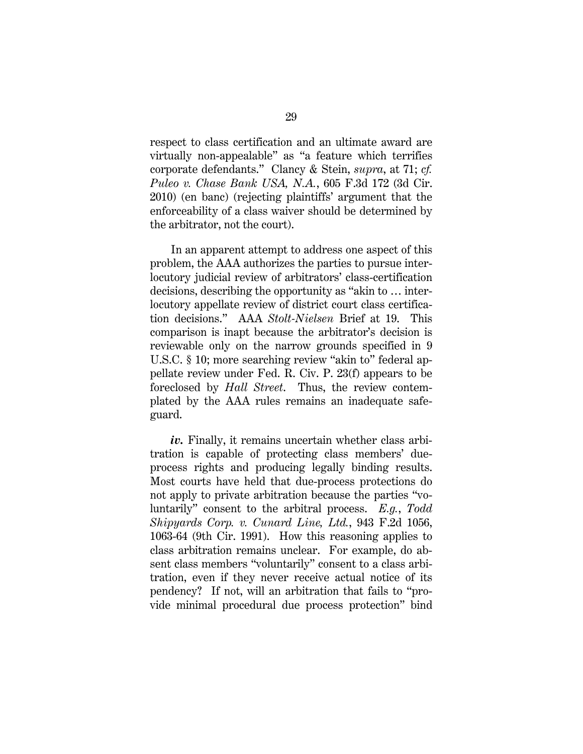respect to class certification and an ultimate award are virtually non-appealable" as "a feature which terrifies corporate defendants." Clancy & Stein, *supra*, at 71; *cf. Puleo v. Chase Bank USA, N.A.*, 605 F.3d 172 (3d Cir. 2010) (en banc) (rejecting plaintiffs' argument that the enforceability of a class waiver should be determined by the arbitrator, not the court).

In an apparent attempt to address one aspect of this problem, the AAA authorizes the parties to pursue interlocutory judicial review of arbitrators' class-certification decisions, describing the opportunity as "akin to … interlocutory appellate review of district court class certification decisions." AAA *Stolt-Nielsen* Brief at 19. This comparison is inapt because the arbitrator's decision is reviewable only on the narrow grounds specified in 9 U.S.C. § 10; more searching review "akin to" federal appellate review under Fed. R. Civ. P. 23(f) appears to be foreclosed by *Hall Street*. Thus, the review contemplated by the AAA rules remains an inadequate safeguard.

***iv.*** Finally, it remains uncertain whether class arbitration is capable of protecting class members' due-process rights and producing legally binding results. Most courts have held that due-process protections do not apply to private arbitration because the parties "voluntarily" consent to the arbitral process. *E.g.*, *Todd Shipyards Corp. v. Cunard Line, Ltd.*, 943 F.2d 1056, 1063-64 (9th Cir. 1991). How this reasoning applies to class arbitration remains unclear. For example, do absent class members "voluntarily" consent to a class arbitration, even if they never receive actual notice of its pendency? If not, will an arbitration that fails to "provide minimal procedural due process protection" bind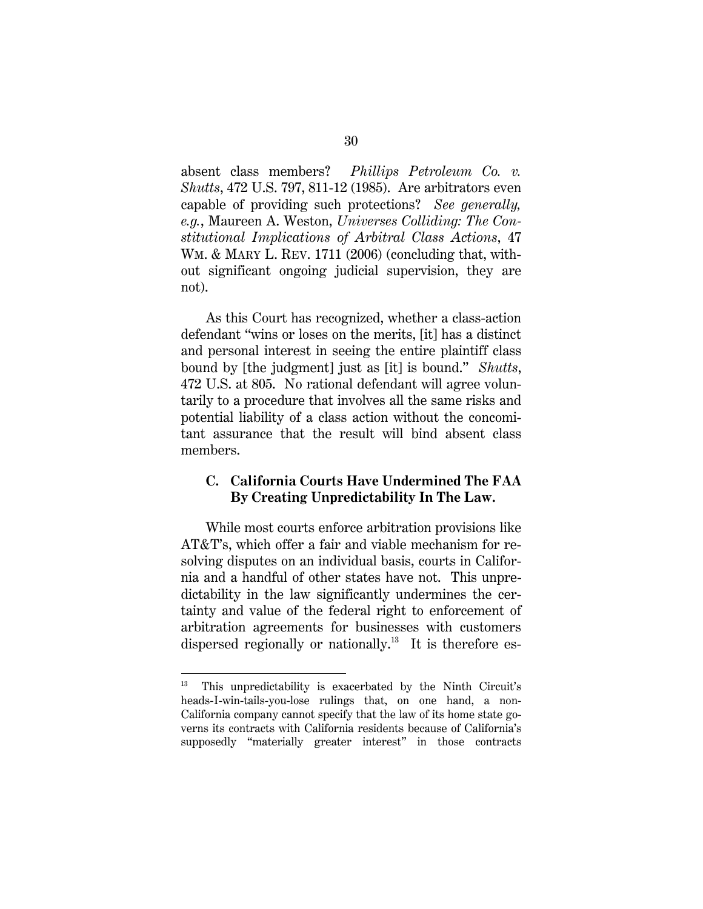absent class members? *Phillips Petroleum Co. v. Shutts*, 472 U.S. 797, 811-12 (1985). Are arbitrators even capable of providing such protections? *See generally, e.g.*, Maureen A. Weston, *Universes Colliding: The Constitutional Implications of Arbitral Class Actions*, 47 WM. & MARY L. REV. 1711 (2006) (concluding that, without significant ongoing judicial supervision, they are not).

As this Court has recognized, whether a class-action defendant "wins or loses on the merits, [it] has a distinct and personal interest in seeing the entire plaintiff class bound by [the judgment] just as [it] is bound." *Shutts*, 472 U.S. at 805. No rational defendant will agree voluntarily to a procedure that involves all the same risks and potential liability of a class action without the concomitant assurance that the result will bind absent class members.

### C. California Courts Have Undermined The FAA By Creating Unpredictability In The Law.

While most courts enforce arbitration provisions like AT&T's, which offer a fair and viable mechanism for resolving disputes on an individual basis, courts in California and a handful of other states have not. This unpredictability in the law significantly undermines the certainty and value of the federal right to enforcement of arbitration agreements for businesses with customers dispersed regionally or nationally.[13] It is therefore es-

---

[13] This unpredictability is exacerbated by the Ninth Circuit's heads-I-win-tails-you-lose rulings that, on one hand, a non-California company cannot specify that the law of its home state governs its contracts with California residents because of California's supposedly "materially greater interest" in those contracts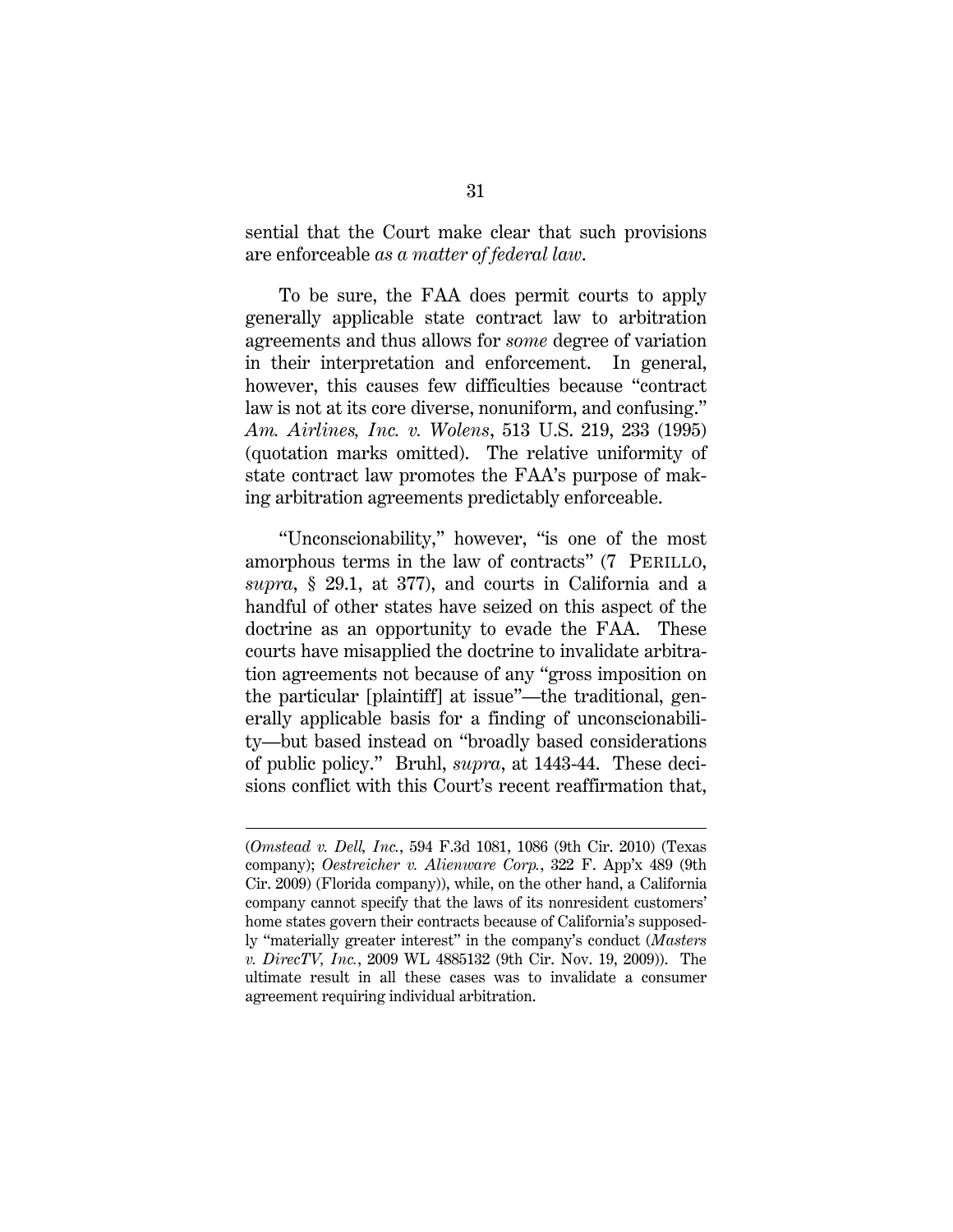sential that the Court make clear that such provisions are enforceable *as a matter of federal law*.

To be sure, the FAA does permit courts to apply generally applicable state contract law to arbitration agreements and thus allows for *some* degree of variation in their interpretation and enforcement. In general, however, this causes few difficulties because "contract law is not at its core diverse, nonuniform, and confusing." *Am. Airlines, Inc. v. Wolens*, 513 U.S. 219, 233 (1995) (quotation marks omitted). The relative uniformity of state contract law promotes the FAA's purpose of making arbitration agreements predictably enforceable.

"Unconscionability," however, "is one of the most amorphous terms in the law of contracts" (7 PERILLO, *supra*, § 29.1, at 377), and courts in California and a handful of other states have seized on this aspect of the doctrine as an opportunity to evade the FAA. These courts have misapplied the doctrine to invalidate arbitration agreements not because of any "gross imposition on the particular [plaintiff] at issue"—the traditional, generally applicable basis for a finding of unconscionability—but based instead on "broadly based considerations of public policy." Bruhl, *supra*, at 1443-44. These decisions conflict with this Court's recent reaffirmation that,

---

(*Omstead v. Dell, Inc.*, 594 F.3d 1081, 1086 (9th Cir. 2010) (Texas company); *Oestreicher v. Alienware Corp.*, 322 F. App'x 489 (9th Cir. 2009) (Florida company)), while, on the other hand, a California company cannot specify that the laws of its nonresident customers' home states govern their contracts because of California's supposedly "materially greater interest" in the company's conduct (*Masters v. DirecTV, Inc.*, 2009 WL 4885132 (9th Cir. Nov. 19, 2009)). The ultimate result in all these cases was to invalidate a consumer agreement requiring individual arbitration.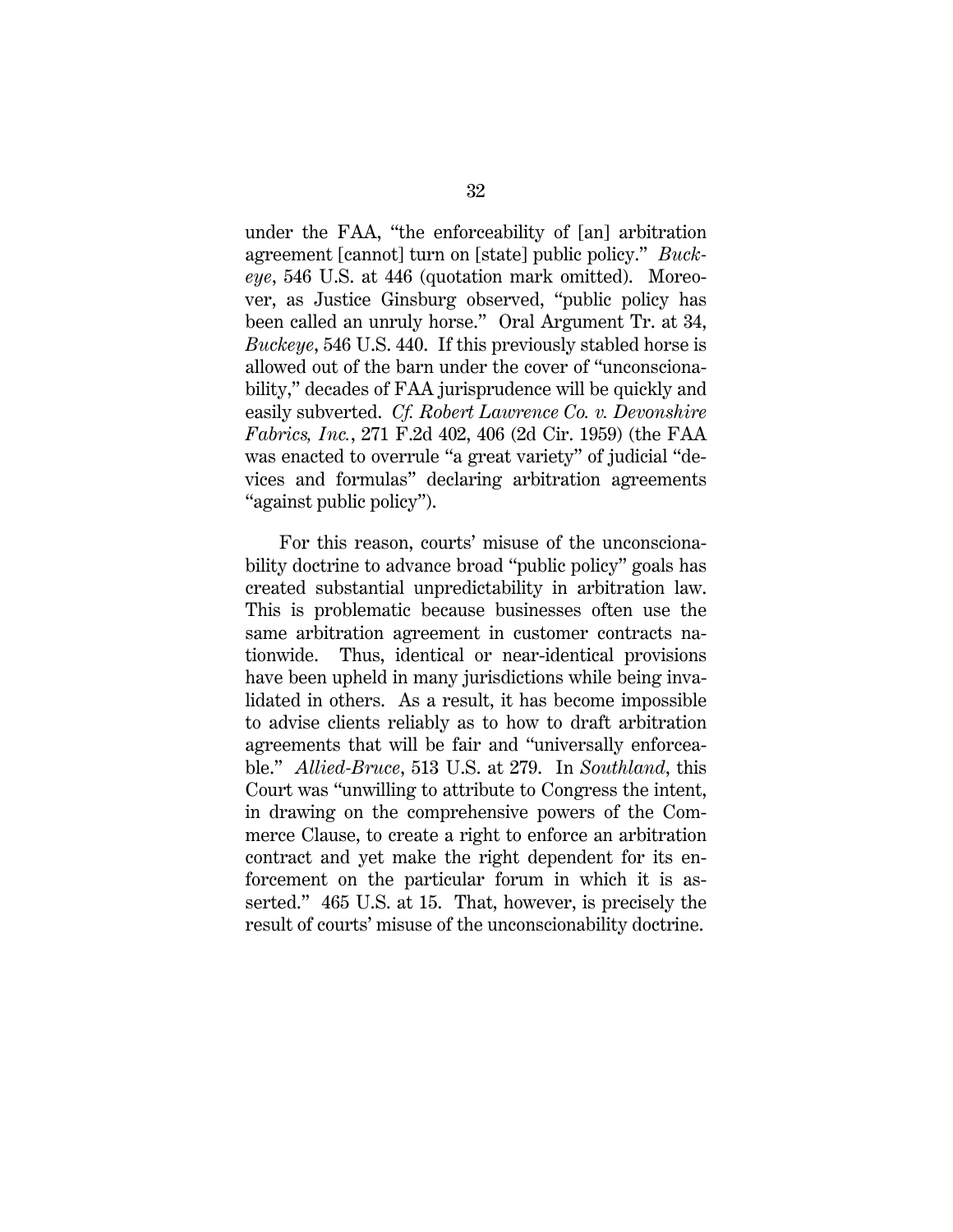under the FAA, "the enforceability of [an] arbitration agreement [cannot] turn on [state] public policy." *Buckeye*, 546 U.S. at 446 (quotation mark omitted). Moreover, as Justice Ginsburg observed, "public policy has been called an unruly horse." Oral Argument Tr. at 34, *Buckeye*, 546 U.S. 440. If this previously stabled horse is allowed out of the barn under the cover of "unconscionability," decades of FAA jurisprudence will be quickly and easily subverted. *Cf. Robert Lawrence Co. v. Devonshire Fabrics, Inc.*, 271 F.2d 402, 406 (2d Cir. 1959) (the FAA was enacted to overrule "a great variety" of judicial "devices and formulas" declaring arbitration agreements "against public policy").

For this reason, courts' misuse of the unconscionability doctrine to advance broad "public policy" goals has created substantial unpredictability in arbitration law. This is problematic because businesses often use the same arbitration agreement in customer contracts nationwide. Thus, identical or near-identical provisions have been upheld in many jurisdictions while being invalidated in others. As a result, it has become impossible to advise clients reliably as to how to draft arbitration agreements that will be fair and "universally enforceable." *Allied-Bruce*, 513 U.S. at 279. In *Southland*, this Court was "unwilling to attribute to Congress the intent, in drawing on the comprehensive powers of the Commerce Clause, to create a right to enforce an arbitration contract and yet make the right dependent for its enforcement on the particular forum in which it is asserted." 465 U.S. at 15. That, however, is precisely the result of courts' misuse of the unconscionability doctrine.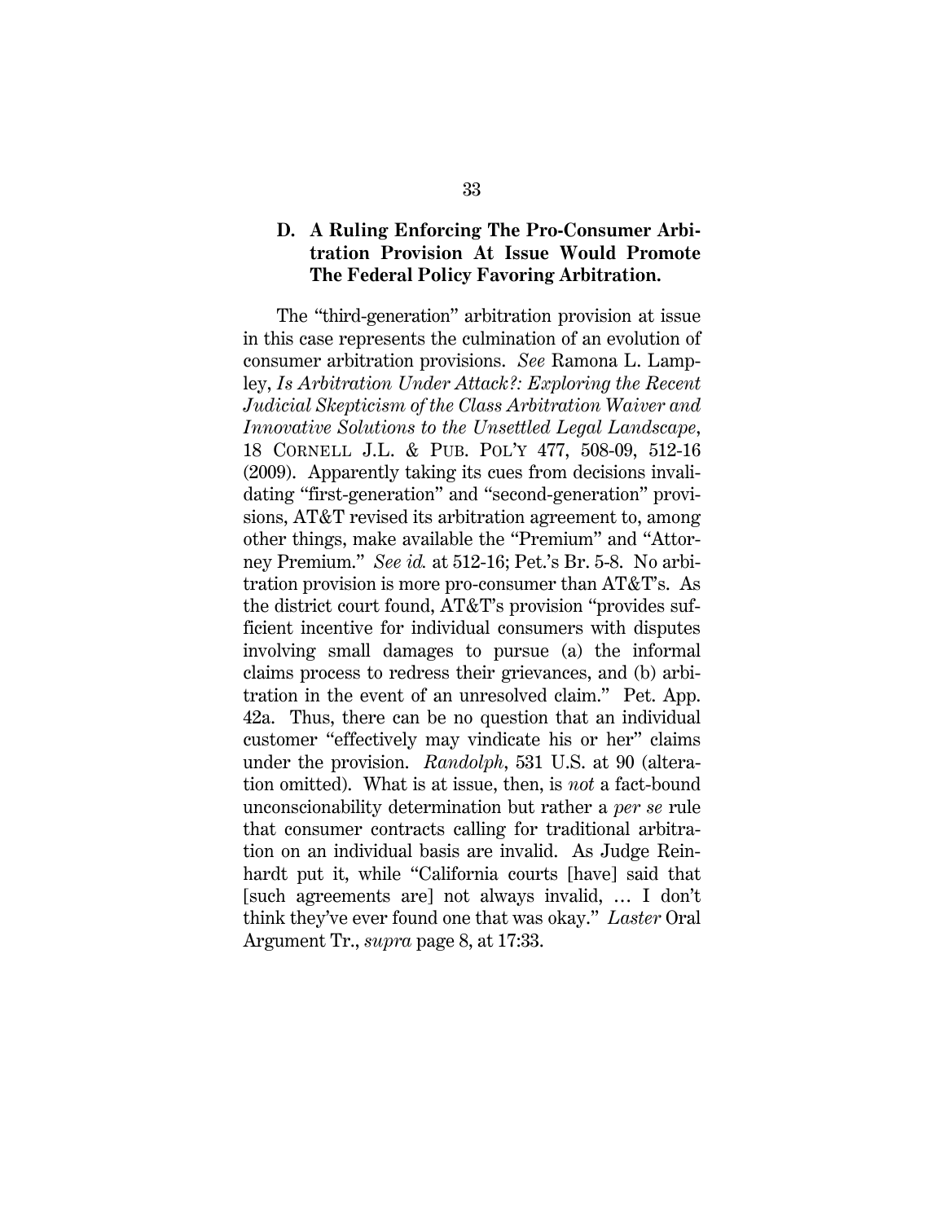### D. A Ruling Enforcing The Pro-Consumer Arbitration Provision At Issue Would Promote The Federal Policy Favoring Arbitration.

The "third-generation" arbitration provision at issue in this case represents the culmination of an evolution of consumer arbitration provisions. *See* Ramona L. Lampley, *Is Arbitration Under Attack?: Exploring the Recent Judicial Skepticism of the Class Arbitration Waiver and Innovative Solutions to the Unsettled Legal Landscape*, 18 CORNELL J.L. & PUB. POL'Y 477, 508-09, 512-16 (2009). Apparently taking its cues from decisions invalidating "first-generation" and "second-generation" provisions, AT&T revised its arbitration agreement to, among other things, make available the "Premium" and "Attorney Premium." *See id.* at 512-16; Pet.'s Br. 5-8. No arbitration provision is more pro-consumer than AT&T's. As the district court found, AT&T's provision "provides sufficient incentive for individual consumers with disputes involving small damages to pursue (a) the informal claims process to redress their grievances, and (b) arbitration in the event of an unresolved claim." Pet. App. 42a. Thus, there can be no question that an individual customer "effectively may vindicate his or her" claims under the provision. *Randolph*, 531 U.S. at 90 (alteration omitted). What is at issue, then, is *not* a fact-bound unconscionability determination but rather a *per se* rule that consumer contracts calling for traditional arbitration on an individual basis are invalid. As Judge Reinhardt put it, while "California courts [have] said that [such agreements are] not always invalid, … I don't think they've ever found one that was okay." *Laster* Oral Argument Tr., *supra* page 8, at 17:33.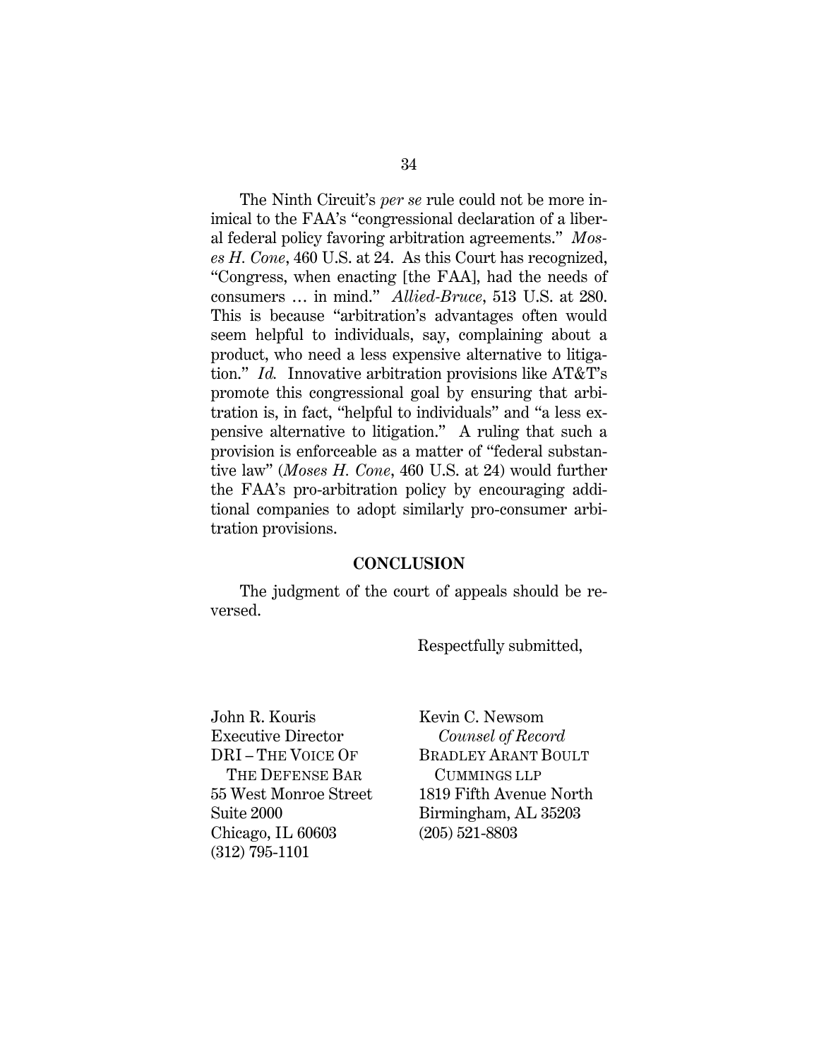The Ninth Circuit's *per se* rule could not be more inimical to the FAA's "congressional declaration of a liberal federal policy favoring arbitration agreements." *Moses H. Cone*, 460 U.S. at 24. As this Court has recognized, "Congress, when enacting [the FAA], had the needs of consumers … in mind." *Allied-Bruce*, 513 U.S. at 280. This is because "arbitration's advantages often would seem helpful to individuals, say, complaining about a product, who need a less expensive alternative to litigation." *Id.* Innovative arbitration provisions like AT&T's promote this congressional goal by ensuring that arbitration is, in fact, "helpful to individuals" and "a less expensive alternative to litigation." A ruling that such a provision is enforceable as a matter of "federal substantive law" (*Moses H. Cone*, 460 U.S. at 24) would further the FAA's pro-arbitration policy by encouraging additional companies to adopt similarly pro-consumer arbitration provisions.

## CONCLUSION

The judgment of the court of appeals should be reversed.

Respectfully submitted,

John R. Kouris
Executive Director
DRI – THE VOICE OF THE DEFENSE BAR
55 West Monroe Street
Suite 2000
Chicago, IL 60603
(312) 795-1101

Kevin C. Newsom
*Counsel of Record*
BRADLEY ARANT BOULT CUMMINGS LLP
1819 Fifth Avenue North
Birmingham, AL 35203
(205) 521-8803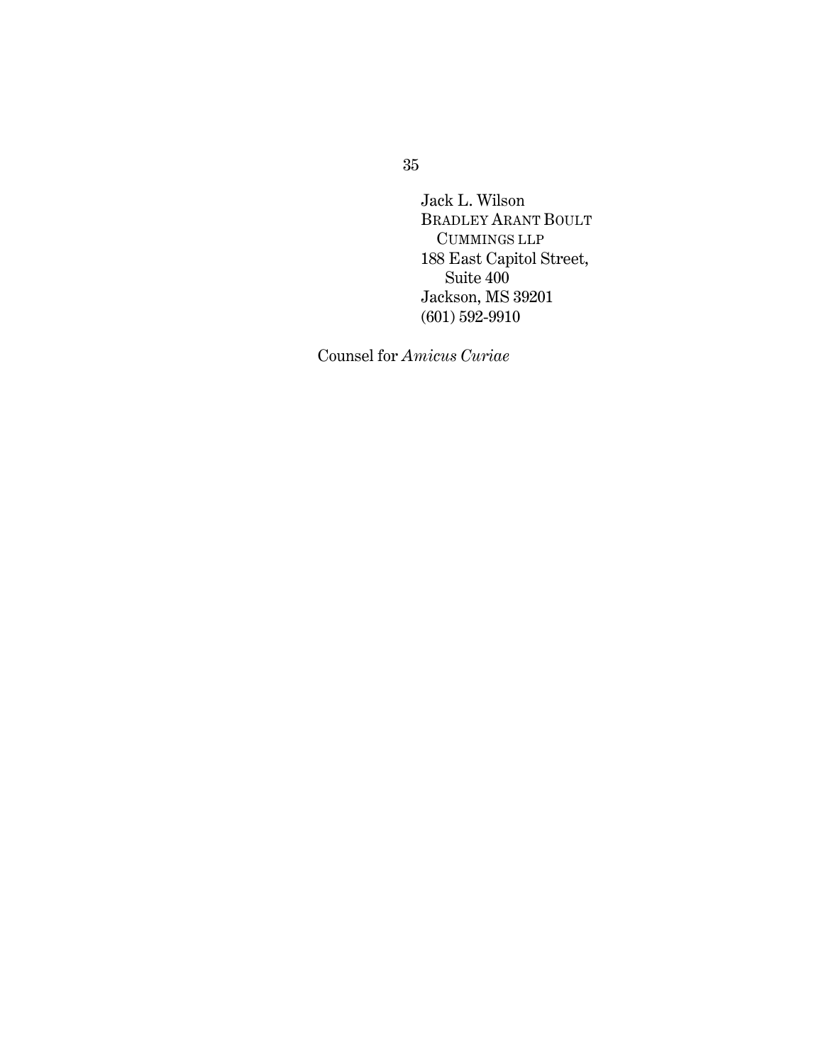Jack L. Wilson
BRADLEY ARANT BOULT
CUMMINGS LLP
188 East Capitol Street,
Suite 400
Jackson, MS 39201
(601) 592-9910

Counsel for *Amicus Curiae*